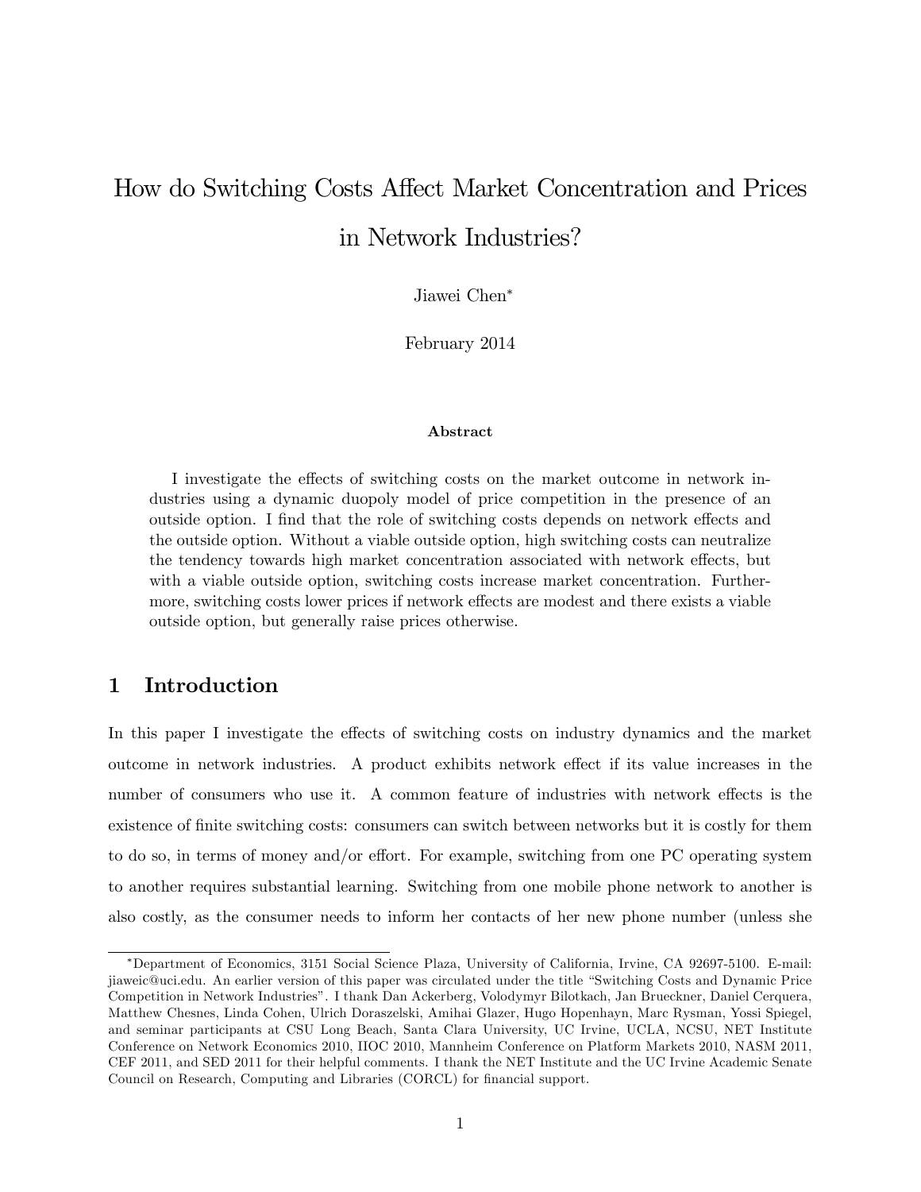# How do Switching Costs Affect Market Concentration and Prices in Network Industries?

Jiawei Chen*

February 2014

**Abstract**

I investigate the effects of switching costs on the market outcome in network industries using a dynamic duopoly model of price competition in the presence of an outside option. I find that the role of switching costs depends on network effects and the outside option. Without a viable outside option, high switching costs can neutralize the tendency towards high market concentration associated with network effects, but with a viable outside option, switching costs increase market concentration. Furthermore, switching costs lower prices if network effects are modest and there exists a viable outside option, but generally raise prices otherwise.

## 1 Introduction

In this paper I investigate the effects of switching costs on industry dynamics and the market outcome in network industries. A product exhibits network effect if its value increases in the number of consumers who use it. A common feature of industries with network effects is the existence of finite switching costs: consumers can switch between networks but it is costly for them to do so, in terms of money and/or effort. For example, switching from one PC operating system to another requires substantial learning. Switching from one mobile phone network to another is also costly, as the consumer needs to inform her contacts of her new phone number (unless she

---

*Department of Economics, 3151 Social Science Plaza, University of California, Irvine, CA 92697-5100. E-mail: jiaweic@uci.edu. An earlier version of this paper was circulated under the title "Switching Costs and Dynamic Price Competition in Network Industries". I thank Dan Ackerberg, Volodymyr Bilotkach, Jan Brueckner, Daniel Cerquera, Matthew Chesnes, Linda Cohen, Ulrich Doraszelski, Amihai Glazer, Hugo Hopenhayn, Marc Rysman, Yossi Spiegel, and seminar participants at CSU Long Beach, Santa Clara University, UC Irvine, UCLA, NCSU, NET Institute Conference on Network Economics 2010, IIOC 2010, Mannheim Conference on Platform Markets 2010, NASM 2011, CEF 2011, and SED 2011 for their helpful comments. I thank the NET Institute and the UC Irvine Academic Senate Council on Research, Computing and Libraries (CORCL) for financial support.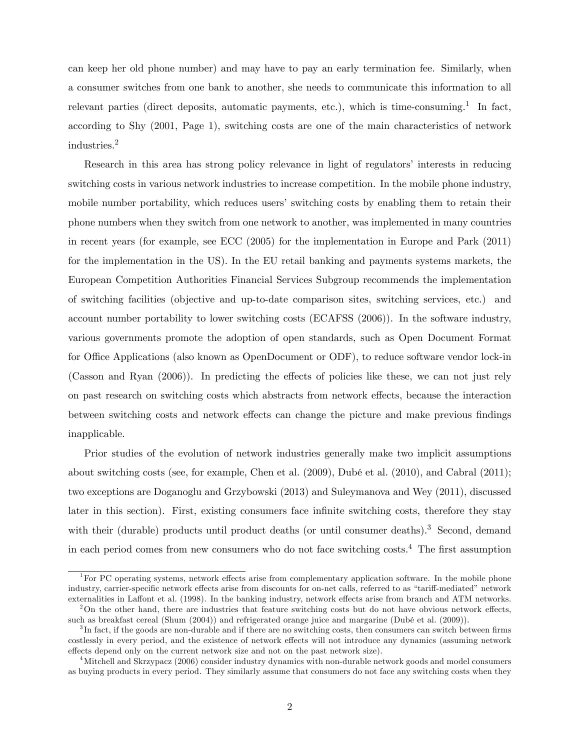can keep her old phone number) and may have to pay an early termination fee. Similarly, when a consumer switches from one bank to another, she needs to communicate this information to all relevant parties (direct deposits, automatic payments, etc.), which is time-consuming.[1] In fact, according to Shy (2001, Page 1), switching costs are one of the main characteristics of network industries.[2]

Research in this area has strong policy relevance in light of regulators' interests in reducing switching costs in various network industries to increase competition. In the mobile phone industry, mobile number portability, which reduces users' switching costs by enabling them to retain their phone numbers when they switch from one network to another, was implemented in many countries in recent years (for example, see ECC (2005) for the implementation in Europe and Park (2011) for the implementation in the US). In the EU retail banking and payments systems markets, the European Competition Authorities Financial Services Subgroup recommends the implementation of switching facilities (objective and up-to-date comparison sites, switching services, etc.) and account number portability to lower switching costs (ECAFSS (2006)). In the software industry, various governments promote the adoption of open standards, such as Open Document Format for Office Applications (also known as OpenDocument or ODF), to reduce software vendor lock-in (Casson and Ryan (2006)). In predicting the effects of policies like these, we can not just rely on past research on switching costs which abstracts from network effects, because the interaction between switching costs and network effects can change the picture and make previous findings inapplicable.

Prior studies of the evolution of network industries generally make two implicit assumptions about switching costs (see, for example, Chen et al. (2009), Dubé et al. (2010), and Cabral (2011); two exceptions are Doganoglu and Grzybowski (2013) and Suleymanova and Wey (2011), discussed later in this section). First, existing consumers face infinite switching costs, therefore they stay with their (durable) products until product deaths (or until consumer deaths).[3] Second, demand in each period comes from new consumers who do not face switching costs.[4] The first assumption

[1] For PC operating systems, network effects arise from complementary application software. In the mobile phone industry, carrier-specific network effects arise from discounts for on-net calls, referred to as "tariff-mediated" network externalities in Laffont et al. (1998). In the banking industry, network effects arise from branch and ATM networks.

[2] On the other hand, there are industries that feature switching costs but do not have obvious network effects, such as breakfast cereal (Shum (2004)) and refrigerated orange juice and margarine (Dubé et al. (2009)).

[3] In fact, if the goods are non-durable and if there are no switching costs, then consumers can switch between firms costlessly in every period, and the existence of network effects will not introduce any dynamics (assuming network effects depend only on the current network size and not on the past network size).

[4] Mitchell and Skrzypacz (2006) consider industry dynamics with non-durable network goods and model consumers as buying products in every period. They similarly assume that consumers do not face any switching costs when they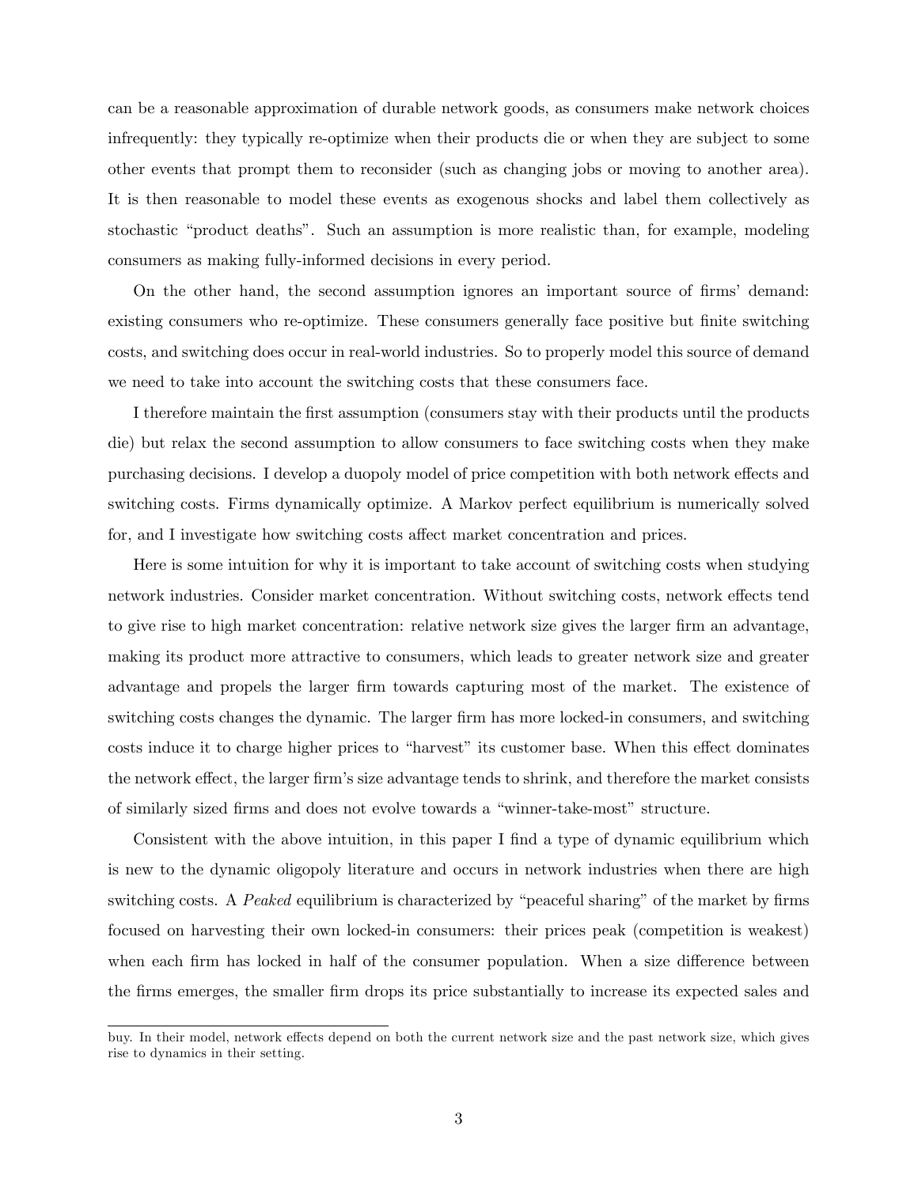can be a reasonable approximation of durable network goods, as consumers make network choices infrequently: they typically re-optimize when their products die or when they are subject to some other events that prompt them to reconsider (such as changing jobs or moving to another area). It is then reasonable to model these events as exogenous shocks and label them collectively as stochastic "product deaths". Such an assumption is more realistic than, for example, modeling consumers as making fully-informed decisions in every period.

On the other hand, the second assumption ignores an important source of firms' demand: existing consumers who re-optimize. These consumers generally face positive but finite switching costs, and switching does occur in real-world industries. So to properly model this source of demand we need to take into account the switching costs that these consumers face.

I therefore maintain the first assumption (consumers stay with their products until the products die) but relax the second assumption to allow consumers to face switching costs when they make purchasing decisions. I develop a duopoly model of price competition with both network effects and switching costs. Firms dynamically optimize. A Markov perfect equilibrium is numerically solved for, and I investigate how switching costs affect market concentration and prices.

Here is some intuition for why it is important to take account of switching costs when studying network industries. Consider market concentration. Without switching costs, network effects tend to give rise to high market concentration: relative network size gives the larger firm an advantage, making its product more attractive to consumers, which leads to greater network size and greater advantage and propels the larger firm towards capturing most of the market. The existence of switching costs changes the dynamic. The larger firm has more locked-in consumers, and switching costs induce it to charge higher prices to "harvest" its customer base. When this effect dominates the network effect, the larger firm's size advantage tends to shrink, and therefore the market consists of similarly sized firms and does not evolve towards a "winner-take-most" structure.

Consistent with the above intuition, in this paper I find a type of dynamic equilibrium which is new to the dynamic oligopoly literature and occurs in network industries when there are high switching costs. A *Peaked* equilibrium is characterized by "peaceful sharing" of the market by firms focused on harvesting their own locked-in consumers: their prices peak (competition is weakest) when each firm has locked in half of the consumer population. When a size difference between the firms emerges, the smaller firm drops its price substantially to increase its expected sales and

buy. In their model, network effects depend on both the current network size and the past network size, which gives rise to dynamics in their setting.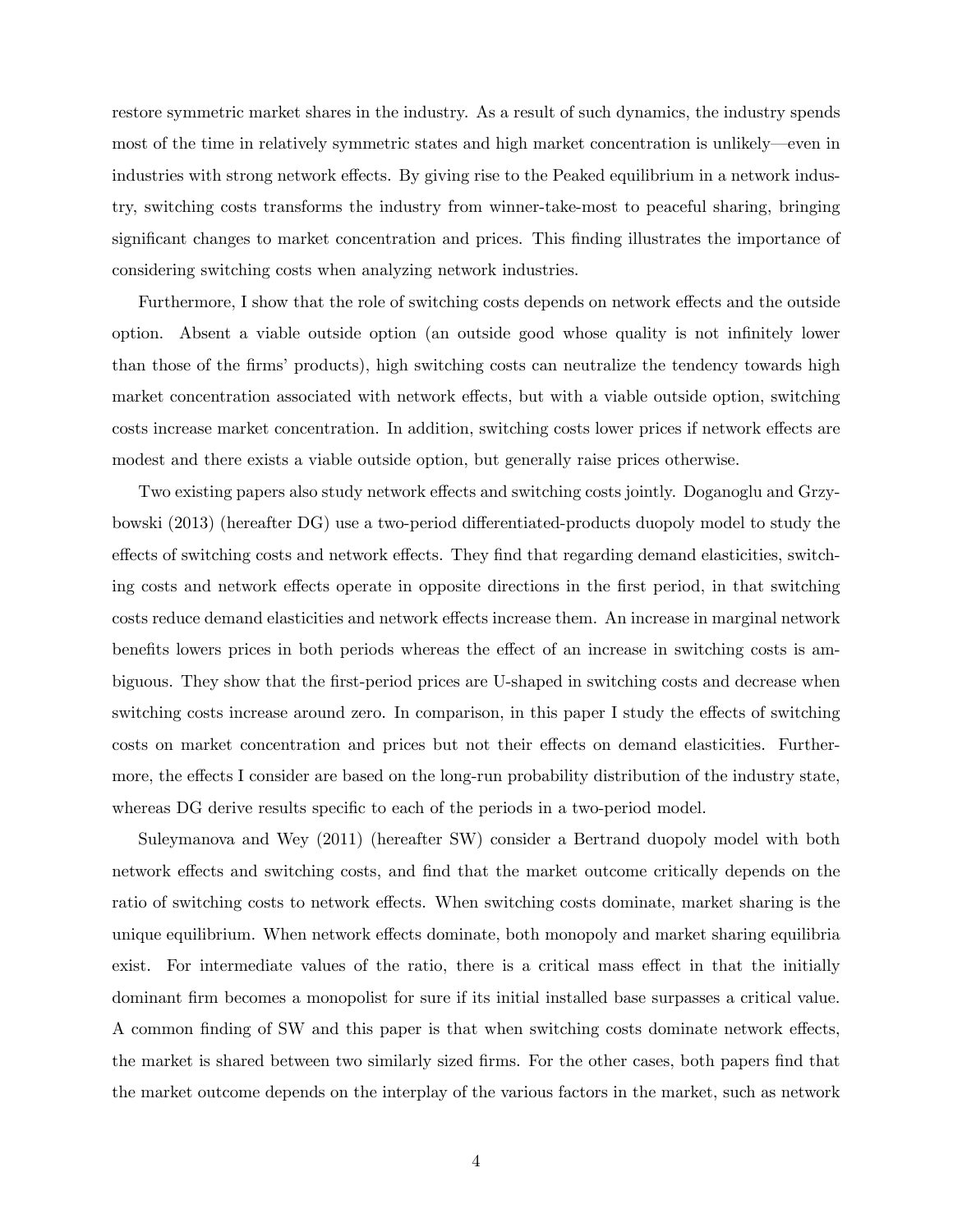restore symmetric market shares in the industry. As a result of such dynamics, the industry spends most of the time in relatively symmetric states and high market concentration is unlikely—even in industries with strong network effects. By giving rise to the Peaked equilibrium in a network industry, switching costs transforms the industry from winner-take-most to peaceful sharing, bringing significant changes to market concentration and prices. This finding illustrates the importance of considering switching costs when analyzing network industries.

Furthermore, I show that the role of switching costs depends on network effects and the outside option. Absent a viable outside option (an outside good whose quality is not infinitely lower than those of the firms' products), high switching costs can neutralize the tendency towards high market concentration associated with network effects, but with a viable outside option, switching costs increase market concentration. In addition, switching costs lower prices if network effects are modest and there exists a viable outside option, but generally raise prices otherwise.

Two existing papers also study network effects and switching costs jointly. Doganoglu and Grzybowski (2013) (hereafter DG) use a two-period differentiated-products duopoly model to study the effects of switching costs and network effects. They find that regarding demand elasticities, switching costs and network effects operate in opposite directions in the first period, in that switching costs reduce demand elasticities and network effects increase them. An increase in marginal network benefits lowers prices in both periods whereas the effect of an increase in switching costs is ambiguous. They show that the first-period prices are U-shaped in switching costs and decrease when switching costs increase around zero. In comparison, in this paper I study the effects of switching costs on market concentration and prices but not their effects on demand elasticities. Furthermore, the effects I consider are based on the long-run probability distribution of the industry state, whereas DG derive results specific to each of the periods in a two-period model.

Suleymanova and Wey (2011) (hereafter SW) consider a Bertrand duopoly model with both network effects and switching costs, and find that the market outcome critically depends on the ratio of switching costs to network effects. When switching costs dominate, market sharing is the unique equilibrium. When network effects dominate, both monopoly and market sharing equilibria exist. For intermediate values of the ratio, there is a critical mass effect in that the initially dominant firm becomes a monopolist for sure if its initial installed base surpasses a critical value. A common finding of SW and this paper is that when switching costs dominate network effects, the market is shared between two similarly sized firms. For the other cases, both papers find that the market outcome depends on the interplay of the various factors in the market, such as network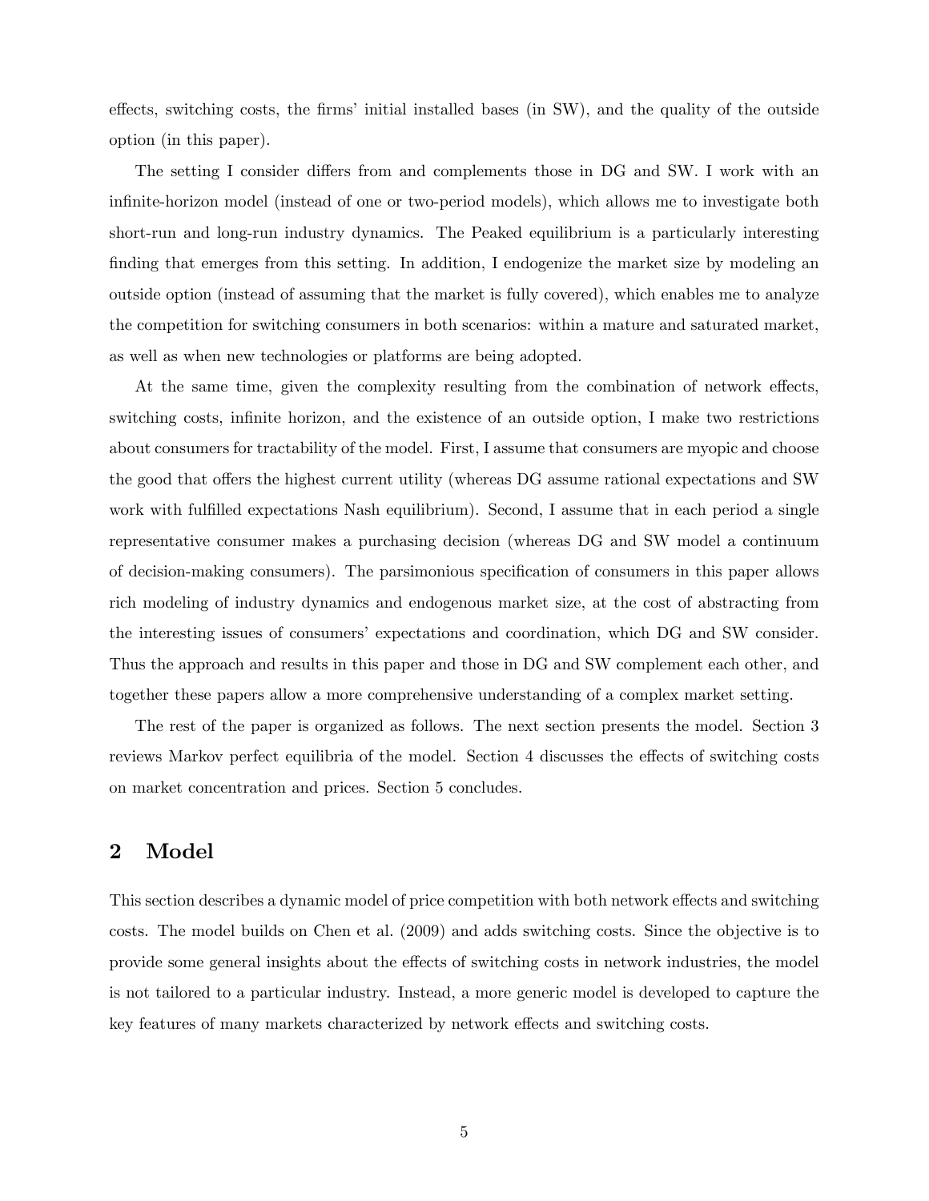effects, switching costs, the firms' initial installed bases (in SW), and the quality of the outside option (in this paper).

The setting I consider differs from and complements those in DG and SW. I work with an infinite-horizon model (instead of one or two-period models), which allows me to investigate both short-run and long-run industry dynamics. The Peaked equilibrium is a particularly interesting finding that emerges from this setting. In addition, I endogenize the market size by modeling an outside option (instead of assuming that the market is fully covered), which enables me to analyze the competition for switching consumers in both scenarios: within a mature and saturated market, as well as when new technologies or platforms are being adopted.

At the same time, given the complexity resulting from the combination of network effects, switching costs, infinite horizon, and the existence of an outside option, I make two restrictions about consumers for tractability of the model. First, I assume that consumers are myopic and choose the good that offers the highest current utility (whereas DG assume rational expectations and SW work with fulfilled expectations Nash equilibrium). Second, I assume that in each period a single representative consumer makes a purchasing decision (whereas DG and SW model a continuum of decision-making consumers). The parsimonious specification of consumers in this paper allows rich modeling of industry dynamics and endogenous market size, at the cost of abstracting from the interesting issues of consumers' expectations and coordination, which DG and SW consider. Thus the approach and results in this paper and those in DG and SW complement each other, and together these papers allow a more comprehensive understanding of a complex market setting.

The rest of the paper is organized as follows. The next section presents the model. Section 3 reviews Markov perfect equilibria of the model. Section 4 discusses the effects of switching costs on market concentration and prices. Section 5 concludes.

## 2 Model

This section describes a dynamic model of price competition with both network effects and switching costs. The model builds on Chen et al. (2009) and adds switching costs. Since the objective is to provide some general insights about the effects of switching costs in network industries, the model is not tailored to a particular industry. Instead, a more generic model is developed to capture the key features of many markets characterized by network effects and switching costs.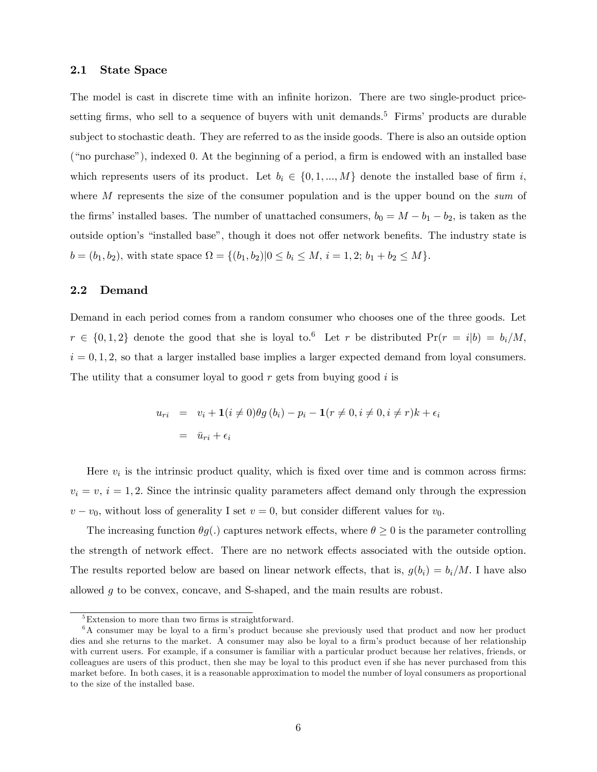## 2.1 State Space

The model is cast in discrete time with an infinite horizon. There are two single-product price-setting firms, who sell to a sequence of buyers with unit demands.[5] Firms' products are durable subject to stochastic death. They are referred to as the inside goods. There is also an outside option ("no purchase"), indexed 0. At the beginning of a period, a firm is endowed with an installed base which represents users of its product. Let $b_i \in \{0, 1, ..., M\}$ denote the installed base of firm $i$, where $M$ represents the size of the consumer population and is the upper bound on the *sum* of the firms' installed bases. The number of unattached consumers, $b_0 = M - b_1 - b_2$, is taken as the outside option's "installed base", though it does not offer network benefits. The industry state is $b = (b_1, b_2)$, with state space $\Omega = \{(b_1, b_2) | 0 \leq b_i \leq M, \ i = 1, 2; \ b_1 + b_2 \leq M\}$.

## 2.2 Demand

Demand in each period comes from a random consumer who chooses one of the three goods. Let $r \in \{0, 1, 2\}$ denote the good that she is loyal to.[6] Let $r$ be distributed $\Pr(r = i|b) = b_i/M$, $i = 0, 1, 2$, so that a larger installed base implies a larger expected demand from loyal consumers. The utility that a consumer loyal to good $r$ gets from buying good $i$ is

$$
\begin{aligned}
u_{ri} &= v_i + \mathbf{1}(i \neq 0)\theta g(b_i) - p_i - \mathbf{1}(r \neq 0, i \neq 0, i \neq r)k + \epsilon_i \\
&= \bar{u}_{ri} + \epsilon_i
\end{aligned}
$$

Here $v_i$ is the intrinsic product quality, which is fixed over time and is common across firms: $v_i = v$, $i = 1, 2$. Since the intrinsic quality parameters affect demand only through the expression $v - v_0$, without loss of generality I set $v = 0$, but consider different values for $v_0$.

The increasing function $\theta g(.)$ captures network effects, where $\theta \geq 0$ is the parameter controlling the strength of network effect. There are no network effects associated with the outside option. The results reported below are based on linear network effects, that is, $g(b_i) = b_i/M$. I have also allowed $g$ to be convex, concave, and S-shaped, and the main results are robust.

---

[5] Extension to more than two firms is straightforward.

[6] A consumer may be loyal to a firm's product because she previously used that product and now her product dies and she returns to the market. A consumer may also be loyal to a firm's product because of her relationship with current users. For example, if a consumer is familiar with a particular product because her relatives, friends, or colleagues are users of this product, then she may be loyal to this product even if she has never purchased from this market before. In both cases, it is a reasonable approximation to model the number of loyal consumers as proportional to the size of the installed base.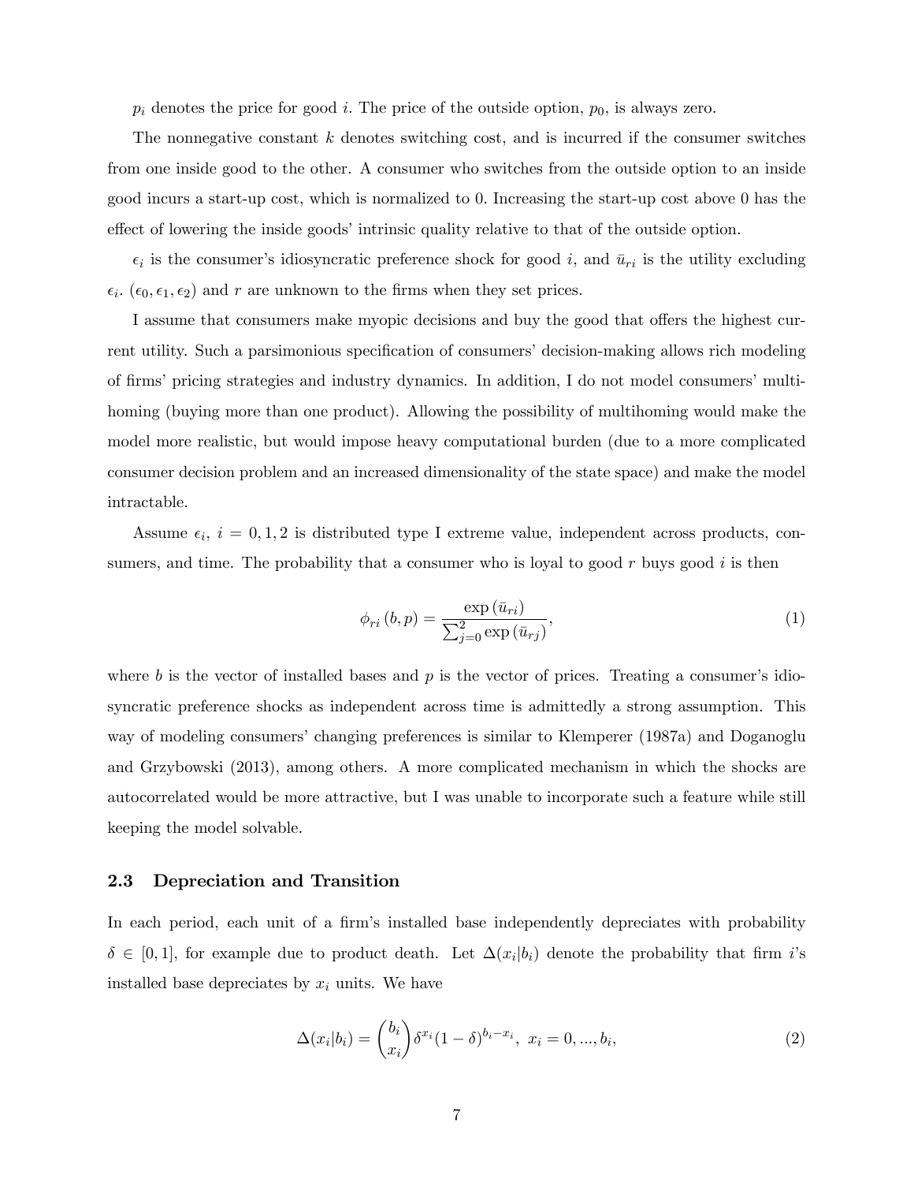$p_i$ denotes the price for good $i$. The price of the outside option, $p_0$, is always zero.

The nonnegative constant $k$ denotes switching cost, and is incurred if the consumer switches from one inside good to the other. A consumer who switches from the outside option to an inside good incurs a start-up cost, which is normalized to 0. Increasing the start-up cost above 0 has the effect of lowering the inside goods' intrinsic quality relative to that of the outside option.

$\epsilon_i$ is the consumer's idiosyncratic preference shock for good $i$, and $\bar{u}_{ri}$ is the utility excluding $\epsilon_i$. $(\epsilon_0, \epsilon_1, \epsilon_2)$ and $r$ are unknown to the firms when they set prices.

I assume that consumers make myopic decisions and buy the good that offers the highest current utility. Such a parsimonious specification of consumers' decision-making allows rich modeling of firms' pricing strategies and industry dynamics. In addition, I do not model consumers' multihoming (buying more than one product). Allowing the possibility of multihoming would make the model more realistic, but would impose heavy computational burden (due to a more complicated consumer decision problem and an increased dimensionality of the state space) and make the model intractable.

Assume $\epsilon_i$, $i = 0, 1, 2$ is distributed type I extreme value, independent across products, consumers, and time. The probability that a consumer who is loyal to good $r$ buys good $i$ is then

$$\phi_{ri}(b, p) = \frac{\exp(\bar{u}_{ri})}{\sum_{j=0}^{2} \exp(\bar{u}_{rj})}, \tag{1}$$

where $b$ is the vector of installed bases and $p$ is the vector of prices. Treating a consumer's idiosyncratic preference shocks as independent across time is admittedly a strong assumption. This way of modeling consumers' changing preferences is similar to Klemperer (1987a) and Doganoglu and Grzybowski (2013), among others. A more complicated mechanism in which the shocks are autocorrelated would be more attractive, but I was unable to incorporate such a feature while still keeping the model solvable.

### 2.3 Depreciation and Transition

In each period, each unit of a firm's installed base independently depreciates with probability $\delta \in [0, 1]$, for example due to product death. Let $\Delta(x_i|b_i)$ denote the probability that firm $i$'s installed base depreciates by $x_i$ units. We have

$$\Delta(x_i|b_i) = \binom{b_i}{x_i} \delta^{x_i} (1 - \delta)^{b_i - x_i}, \ x_i = 0, ..., b_i, \tag{2}$$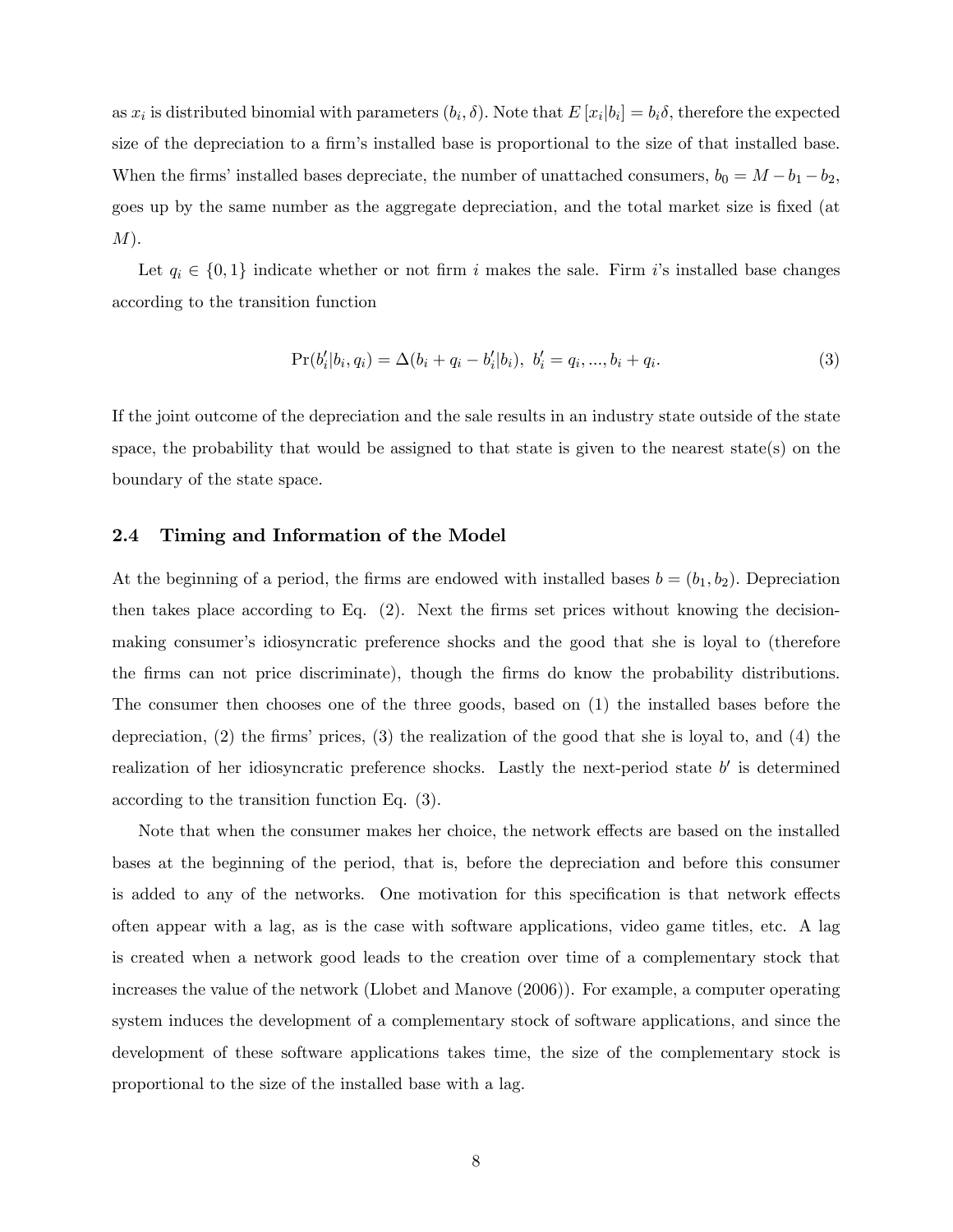as $x_i$ is distributed binomial with parameters $(b_i, \delta)$. Note that $E[x_i|b_i] = b_i\delta$, therefore the expected size of the depreciation to a firm's installed base is proportional to the size of that installed base. When the firms' installed bases depreciate, the number of unattached consumers, $b_0 = M - b_1 - b_2$, goes up by the same number as the aggregate depreciation, and the total market size is fixed (at $M$).

Let $q_i \in \{0, 1\}$ indicate whether or not firm $i$ makes the sale. Firm $i$'s installed base changes according to the transition function

$$\Pr(b_i'|b_i, q_i) = \Delta(b_i + q_i - b_i'|b_i), \; b_i' = q_i, ..., b_i + q_i. \tag{3}$$

If the joint outcome of the depreciation and the sale results in an industry state outside of the state space, the probability that would be assigned to that state is given to the nearest state(s) on the boundary of the state space.

### 2.4 Timing and Information of the Model

At the beginning of a period, the firms are endowed with installed bases $b = (b_1, b_2)$. Depreciation then takes place according to Eq. (2). Next the firms set prices without knowing the decision-making consumer's idiosyncratic preference shocks and the good that she is loyal to (therefore the firms can not price discriminate), though the firms do know the probability distributions. The consumer then chooses one of the three goods, based on (1) the installed bases before the depreciation, (2) the firms' prices, (3) the realization of the good that she is loyal to, and (4) the realization of her idiosyncratic preference shocks. Lastly the next-period state $b'$ is determined according to the transition function Eq. (3).

Note that when the consumer makes her choice, the network effects are based on the installed bases at the beginning of the period, that is, before the depreciation and before this consumer is added to any of the networks. One motivation for this specification is that network effects often appear with a lag, as is the case with software applications, video game titles, etc. A lag is created when a network good leads to the creation over time of a complementary stock that increases the value of the network (Llobet and Manove (2006)). For example, a computer operating system induces the development of a complementary stock of software applications, and since the development of these software applications takes time, the size of the complementary stock is proportional to the size of the installed base with a lag.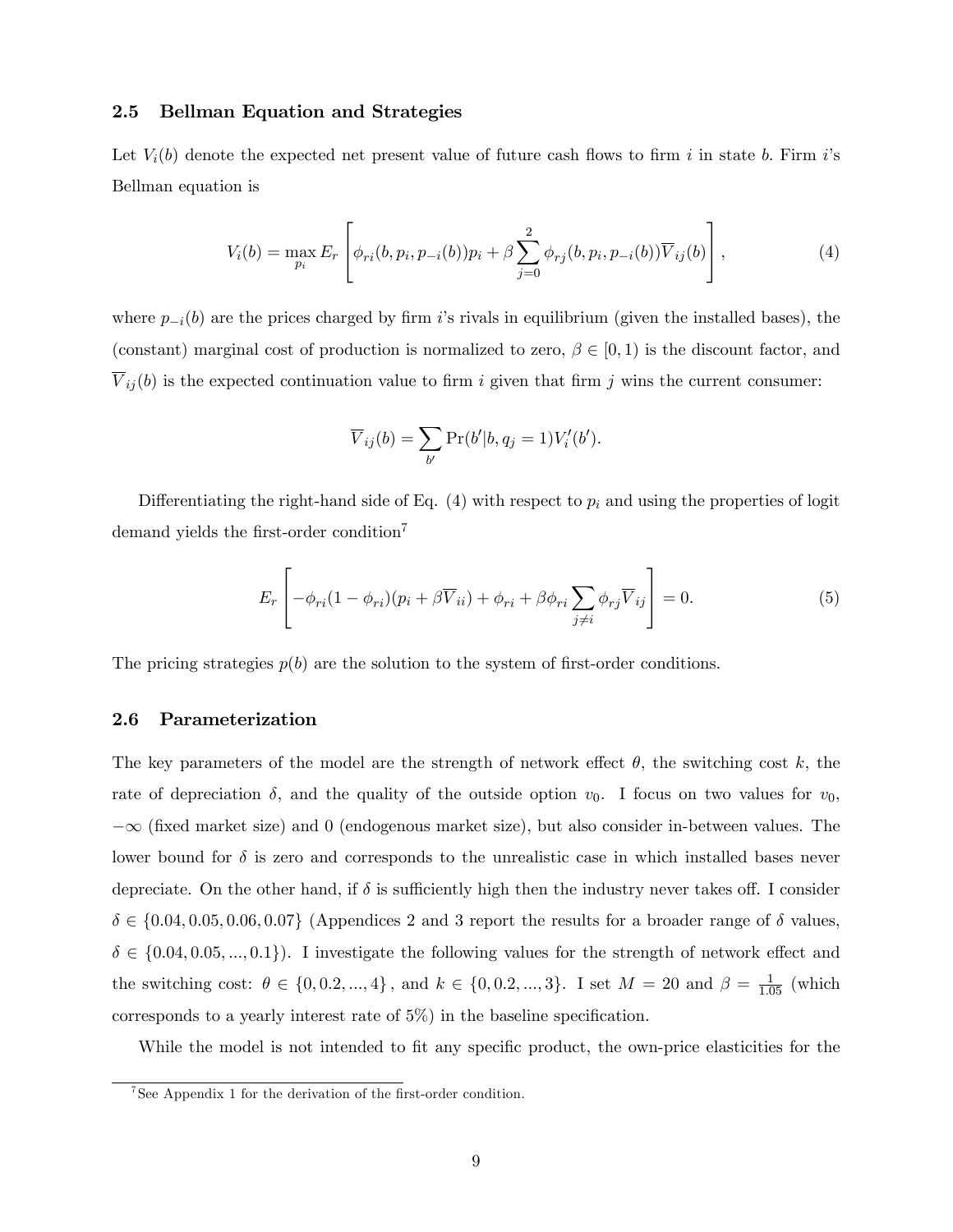### 2.5 Bellman Equation and Strategies

Let $V_i(b)$ denote the expected net present value of future cash flows to firm $i$ in state $b$. Firm $i$'s Bellman equation is

$$V_i(b) = \max_{p_i} E_r \left[ \phi_{ri}(b, p_i, p_{-i}(b)) p_i + \beta \sum_{j=0}^{2} \phi_{rj}(b, p_i, p_{-i}(b)) \overline{V}_{ij}(b) \right], \tag{4}$$

where $p_{-i}(b)$ are the prices charged by firm $i$'s rivals in equilibrium (given the installed bases), the (constant) marginal cost of production is normalized to zero, $\beta \in [0, 1)$ is the discount factor, and $\overline{V}_{ij}(b)$ is the expected continuation value to firm $i$ given that firm $j$ wins the current consumer:

$$\overline{V}_{ij}(b) = \sum_{b'} \Pr(b'|b, q_j = 1) V_i'(b').$$

Differentiating the right-hand side of Eq. (4) with respect to $p_i$ and using the properties of logit demand yields the first-order condition[7]

$$E_r \left[ -\phi_{ri}(1 - \phi_{ri})(p_i + \beta \overline{V}_{ii}) + \phi_{ri} + \beta \phi_{ri} \sum_{j \neq i} \phi_{rj} \overline{V}_{ij} \right] = 0. \tag{5}$$

The pricing strategies $p(b)$ are the solution to the system of first-order conditions.

### 2.6 Parameterization

The key parameters of the model are the strength of network effect $\theta$, the switching cost $k$, the rate of depreciation $\delta$, and the quality of the outside option $v_0$. I focus on two values for $v_0$, $-\infty$ (fixed market size) and 0 (endogenous market size), but also consider in-between values. The lower bound for $\delta$ is zero and corresponds to the unrealistic case in which installed bases never depreciate. On the other hand, if $\delta$ is sufficiently high then the industry never takes off. I consider $\delta \in \{0.04, 0.05, 0.06, 0.07\}$ (Appendices 2 and 3 report the results for a broader range of $\delta$ values, $\delta \in \{0.04, 0.05, ..., 0.1\}$). I investigate the following values for the strength of network effect and the switching cost: $\theta \in \{0, 0.2, ..., 4\}$, and $k \in \{0, 0.2, ..., 3\}$. I set $M = 20$ and $\beta = \frac{1}{1.05}$ (which corresponds to a yearly interest rate of 5%) in the baseline specification.

While the model is not intended to fit any specific product, the own-price elasticities for the

[7] See Appendix 1 for the derivation of the first-order condition.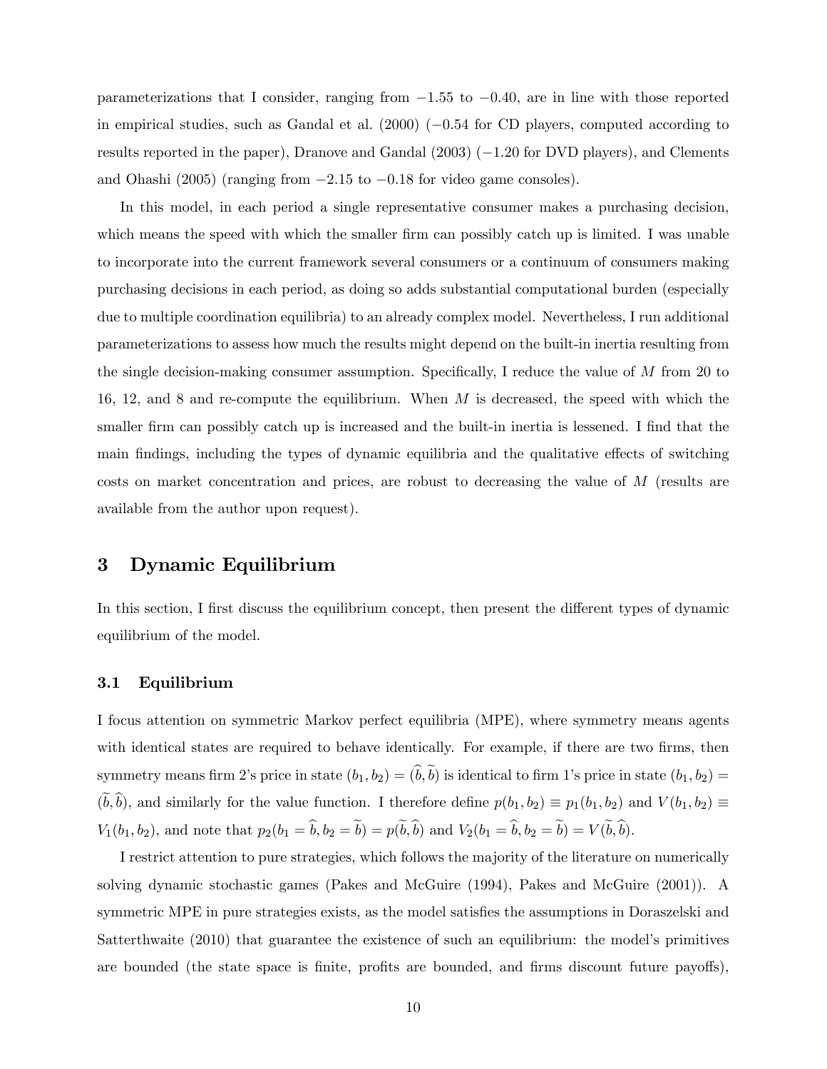parameterizations that I consider, ranging from $-1.55$ to $-0.40$, are in line with those reported in empirical studies, such as Gandal et al. (2000) ($-0.54$ for CD players, computed according to results reported in the paper), Dranove and Gandal (2003) ($-1.20$ for DVD players), and Clements and Ohashi (2005) (ranging from $-2.15$ to $-0.18$ for video game consoles).

In this model, in each period a single representative consumer makes a purchasing decision, which means the speed with which the smaller firm can possibly catch up is limited. I was unable to incorporate into the current framework several consumers or a continuum of consumers making purchasing decisions in each period, as doing so adds substantial computational burden (especially due to multiple coordination equilibria) to an already complex model. Nevertheless, I run additional parameterizations to assess how much the results might depend on the built-in inertia resulting from the single decision-making consumer assumption. Specifically, I reduce the value of $M$ from 20 to 16, 12, and 8 and re-compute the equilibrium. When $M$ is decreased, the speed with which the smaller firm can possibly catch up is increased and the built-in inertia is lessened. I find that the main findings, including the types of dynamic equilibria and the qualitative effects of switching costs on market concentration and prices, are robust to decreasing the value of $M$ (results are available from the author upon request).

# 3 Dynamic Equilibrium

In this section, I first discuss the equilibrium concept, then present the different types of dynamic equilibrium of the model.

## 3.1 Equilibrium

I focus attention on symmetric Markov perfect equilibria (MPE), where symmetry means agents with identical states are required to behave identically. For example, if there are two firms, then symmetry means firm 2's price in state $(b_1, b_2) = (\widehat{b}, \widetilde{b})$ is identical to firm 1's price in state $(b_1, b_2) = (\widetilde{b}, \widehat{b})$, and similarly for the value function. I therefore define $p(b_1, b_2) \equiv p_1(b_1, b_2)$ and $V(b_1, b_2) \equiv V_1(b_1, b_2)$, and note that $p_2(b_1 = \widehat{b}, b_2 = \widetilde{b}) = p(\widetilde{b}, \widehat{b})$ and $V_2(b_1 = \widehat{b}, b_2 = \widetilde{b}) = V(\widetilde{b}, \widehat{b})$.

I restrict attention to pure strategies, which follows the majority of the literature on numerically solving dynamic stochastic games (Pakes and McGuire (1994), Pakes and McGuire (2001)). A symmetric MPE in pure strategies exists, as the model satisfies the assumptions in Doraszelski and Satterthwaite (2010) that guarantee the existence of such an equilibrium: the model's primitives are bounded (the state space is finite, profits are bounded, and firms discount future payoffs),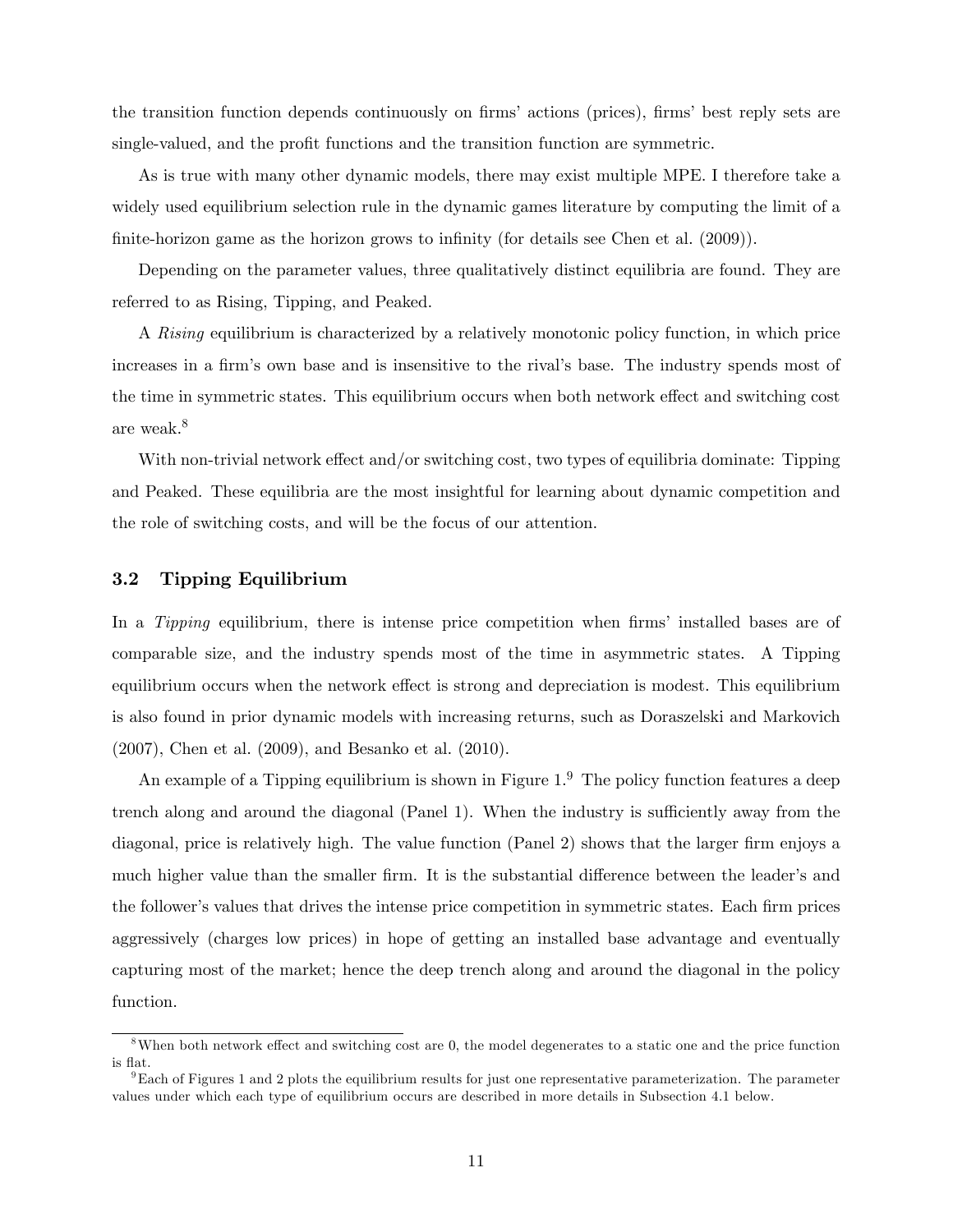the transition function depends continuously on firms' actions (prices), firms' best reply sets are single-valued, and the profit functions and the transition function are symmetric.

As is true with many other dynamic models, there may exist multiple MPE. I therefore take a widely used equilibrium selection rule in the dynamic games literature by computing the limit of a finite-horizon game as the horizon grows to infinity (for details see Chen et al. (2009)).

Depending on the parameter values, three qualitatively distinct equilibria are found. They are referred to as Rising, Tipping, and Peaked.

A *Rising* equilibrium is characterized by a relatively monotonic policy function, in which price increases in a firm's own base and is insensitive to the rival's base. The industry spends most of the time in symmetric states. This equilibrium occurs when both network effect and switching cost are weak.[8]

With non-trivial network effect and/or switching cost, two types of equilibria dominate: Tipping and Peaked. These equilibria are the most insightful for learning about dynamic competition and the role of switching costs, and will be the focus of our attention.

### 3.2 Tipping Equilibrium

In a *Tipping* equilibrium, there is intense price competition when firms' installed bases are of comparable size, and the industry spends most of the time in asymmetric states. A Tipping equilibrium occurs when the network effect is strong and depreciation is modest. This equilibrium is also found in prior dynamic models with increasing returns, such as Doraszelski and Markovich (2007), Chen et al. (2009), and Besanko et al. (2010).

An example of a Tipping equilibrium is shown in Figure 1.[9] The policy function features a deep trench along and around the diagonal (Panel 1). When the industry is sufficiently away from the diagonal, price is relatively high. The value function (Panel 2) shows that the larger firm enjoys a much higher value than the smaller firm. It is the substantial difference between the leader's and the follower's values that drives the intense price competition in symmetric states. Each firm prices aggressively (charges low prices) in hope of getting an installed base advantage and eventually capturing most of the market; hence the deep trench along and around the diagonal in the policy function.

[8] When both network effect and switching cost are 0, the model degenerates to a static one and the price function is flat.

[9] Each of Figures 1 and 2 plots the equilibrium results for just one representative parameterization. The parameter values under which each type of equilibrium occurs are described in more details in Subsection 4.1 below.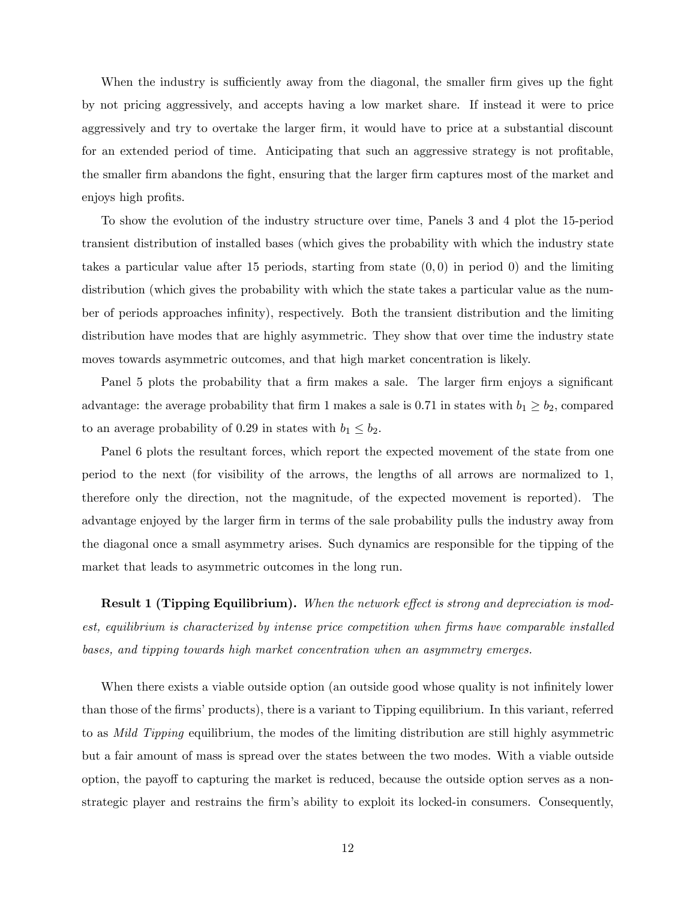When the industry is sufficiently away from the diagonal, the smaller firm gives up the fight by not pricing aggressively, and accepts having a low market share. If instead it were to price aggressively and try to overtake the larger firm, it would have to price at a substantial discount for an extended period of time. Anticipating that such an aggressive strategy is not profitable, the smaller firm abandons the fight, ensuring that the larger firm captures most of the market and enjoys high profits.

To show the evolution of the industry structure over time, Panels 3 and 4 plot the 15-period transient distribution of installed bases (which gives the probability with which the industry state takes a particular value after 15 periods, starting from state $(0, 0)$ in period 0) and the limiting distribution (which gives the probability with which the state takes a particular value as the number of periods approaches infinity), respectively. Both the transient distribution and the limiting distribution have modes that are highly asymmetric. They show that over time the industry state moves towards asymmetric outcomes, and that high market concentration is likely.

Panel 5 plots the probability that a firm makes a sale. The larger firm enjoys a significant advantage: the average probability that firm 1 makes a sale is 0.71 in states with $b_1 \geq b_2$, compared to an average probability of 0.29 in states with $b_1 \leq b_2$.

Panel 6 plots the resultant forces, which report the expected movement of the state from one period to the next (for visibility of the arrows, the lengths of all arrows are normalized to 1, therefore only the direction, not the magnitude, of the expected movement is reported). The advantage enjoyed by the larger firm in terms of the sale probability pulls the industry away from the diagonal once a small asymmetry arises. Such dynamics are responsible for the tipping of the market that leads to asymmetric outcomes in the long run.

**Result 1 (Tipping Equilibrium).** *When the network effect is strong and depreciation is modest, equilibrium is characterized by intense price competition when firms have comparable installed bases, and tipping towards high market concentration when an asymmetry emerges.*

When there exists a viable outside option (an outside good whose quality is not infinitely lower than those of the firms' products), there is a variant to Tipping equilibrium. In this variant, referred to as *Mild Tipping* equilibrium, the modes of the limiting distribution are still highly asymmetric but a fair amount of mass is spread over the states between the two modes. With a viable outside option, the payoff to capturing the market is reduced, because the outside option serves as a non-strategic player and restrains the firm's ability to exploit its locked-in consumers. Consequently,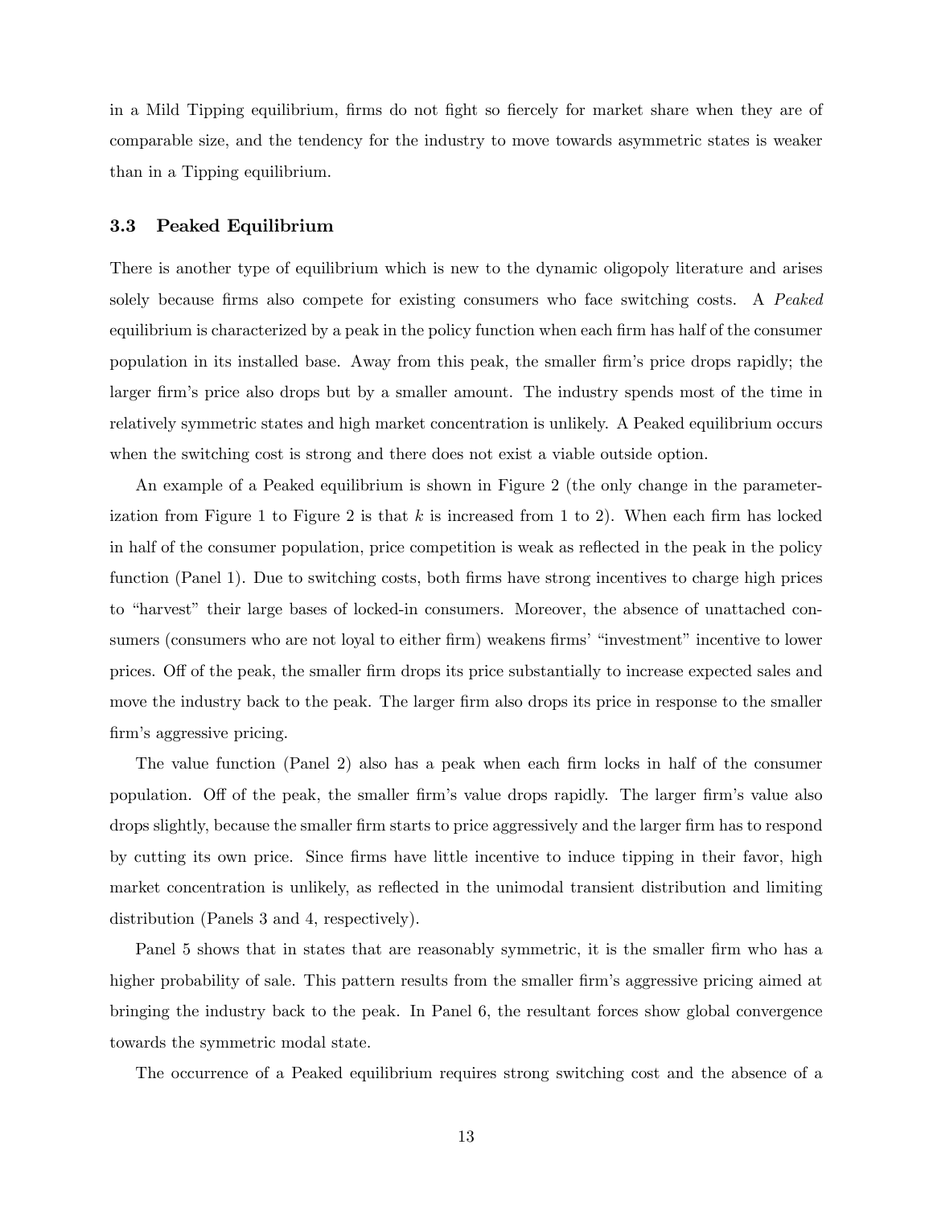in a Mild Tipping equilibrium, firms do not fight so fiercely for market share when they are of comparable size, and the tendency for the industry to move towards asymmetric states is weaker than in a Tipping equilibrium.

### 3.3 Peaked Equilibrium

There is another type of equilibrium which is new to the dynamic oligopoly literature and arises solely because firms also compete for existing consumers who face switching costs. A *Peaked* equilibrium is characterized by a peak in the policy function when each firm has half of the consumer population in its installed base. Away from this peak, the smaller firm's price drops rapidly; the larger firm's price also drops but by a smaller amount. The industry spends most of the time in relatively symmetric states and high market concentration is unlikely. A Peaked equilibrium occurs when the switching cost is strong and there does not exist a viable outside option.

An example of a Peaked equilibrium is shown in Figure 2 (the only change in the parameterization from Figure 1 to Figure 2 is that $k$ is increased from 1 to 2). When each firm has locked in half of the consumer population, price competition is weak as reflected in the peak in the policy function (Panel 1). Due to switching costs, both firms have strong incentives to charge high prices to "harvest" their large bases of locked-in consumers. Moreover, the absence of unattached consumers (consumers who are not loyal to either firm) weakens firms' "investment" incentive to lower prices. Off of the peak, the smaller firm drops its price substantially to increase expected sales and move the industry back to the peak. The larger firm also drops its price in response to the smaller firm's aggressive pricing.

The value function (Panel 2) also has a peak when each firm locks in half of the consumer population. Off of the peak, the smaller firm's value drops rapidly. The larger firm's value also drops slightly, because the smaller firm starts to price aggressively and the larger firm has to respond by cutting its own price. Since firms have little incentive to induce tipping in their favor, high market concentration is unlikely, as reflected in the unimodal transient distribution and limiting distribution (Panels 3 and 4, respectively).

Panel 5 shows that in states that are reasonably symmetric, it is the smaller firm who has a higher probability of sale. This pattern results from the smaller firm's aggressive pricing aimed at bringing the industry back to the peak. In Panel 6, the resultant forces show global convergence towards the symmetric modal state.

The occurrence of a Peaked equilibrium requires strong switching cost and the absence of a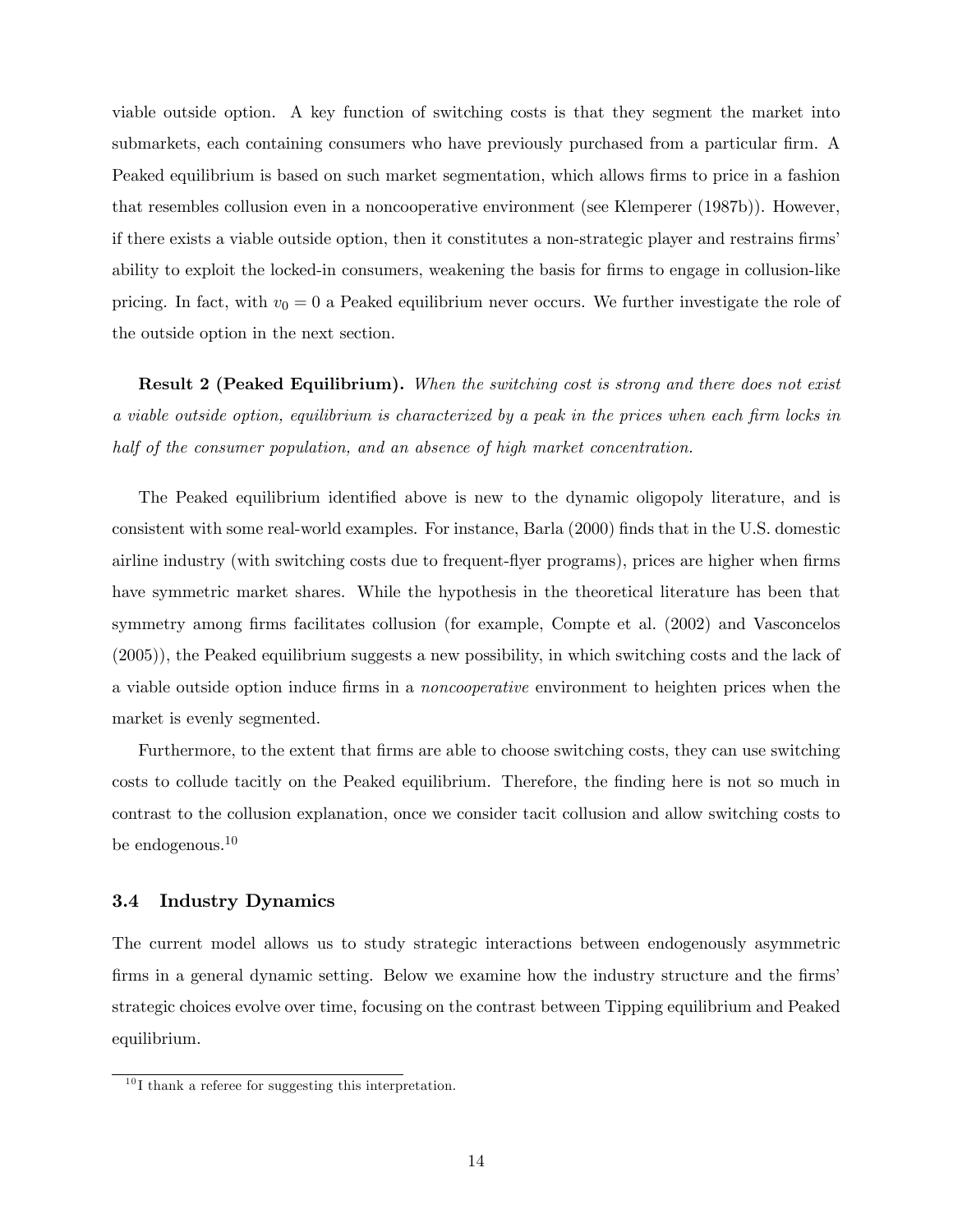viable outside option. A key function of switching costs is that they segment the market into submarkets, each containing consumers who have previously purchased from a particular firm. A Peaked equilibrium is based on such market segmentation, which allows firms to price in a fashion that resembles collusion even in a noncooperative environment (see Klemperer (1987b)). However, if there exists a viable outside option, then it constitutes a non-strategic player and restrains firms' ability to exploit the locked-in consumers, weakening the basis for firms to engage in collusion-like pricing. In fact, with $v_0 = 0$ a Peaked equilibrium never occurs. We further investigate the role of the outside option in the next section.

**Result 2 (Peaked Equilibrium).** *When the switching cost is strong and there does not exist a viable outside option, equilibrium is characterized by a peak in the prices when each firm locks in half of the consumer population, and an absence of high market concentration.*

The Peaked equilibrium identified above is new to the dynamic oligopoly literature, and is consistent with some real-world examples. For instance, Barla (2000) finds that in the U.S. domestic airline industry (with switching costs due to frequent-flyer programs), prices are higher when firms have symmetric market shares. While the hypothesis in the theoretical literature has been that symmetry among firms facilitates collusion (for example, Compte et al. (2002) and Vasconcelos (2005)), the Peaked equilibrium suggests a new possibility, in which switching costs and the lack of a viable outside option induce firms in a *noncooperative* environment to heighten prices when the market is evenly segmented.

Furthermore, to the extent that firms are able to choose switching costs, they can use switching costs to collude tacitly on the Peaked equilibrium. Therefore, the finding here is not so much in contrast to the collusion explanation, once we consider tacit collusion and allow switching costs to be endogenous.[10]

### 3.4 Industry Dynamics

The current model allows us to study strategic interactions between endogenously asymmetric firms in a general dynamic setting. Below we examine how the industry structure and the firms' strategic choices evolve over time, focusing on the contrast between Tipping equilibrium and Peaked equilibrium.

[10] I thank a referee for suggesting this interpretation.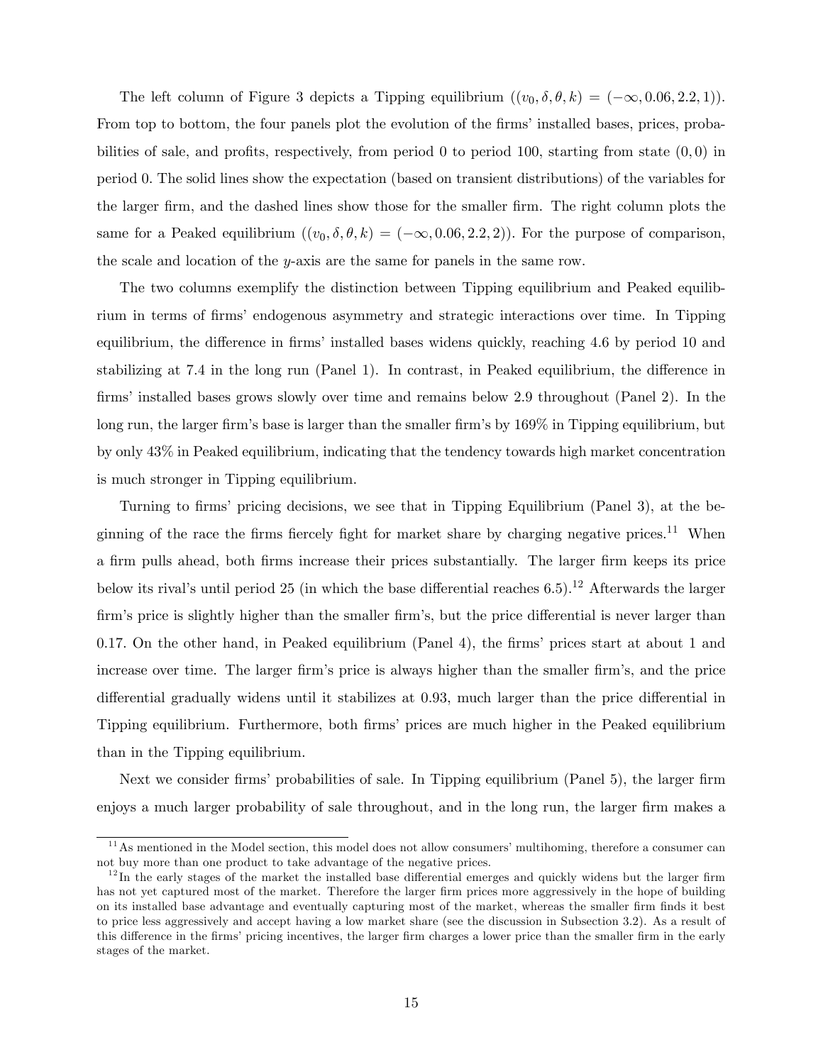The left column of Figure 3 depicts a Tipping equilibrium ($(v_0, \delta, \theta, k) = (-\infty, 0.06, 2.2, 1)$). From top to bottom, the four panels plot the evolution of the firms' installed bases, prices, probabilities of sale, and profits, respectively, from period 0 to period 100, starting from state $(0, 0)$ in period 0. The solid lines show the expectation (based on transient distributions) of the variables for the larger firm, and the dashed lines show those for the smaller firm. The right column plots the same for a Peaked equilibrium ($(v_0, \delta, \theta, k) = (-\infty, 0.06, 2.2, 2)$). For the purpose of comparison, the scale and location of the $y$-axis are the same for panels in the same row.

The two columns exemplify the distinction between Tipping equilibrium and Peaked equilibrium in terms of firms' endogenous asymmetry and strategic interactions over time. In Tipping equilibrium, the difference in firms' installed bases widens quickly, reaching 4.6 by period 10 and stabilizing at 7.4 in the long run (Panel 1). In contrast, in Peaked equilibrium, the difference in firms' installed bases grows slowly over time and remains below 2.9 throughout (Panel 2). In the long run, the larger firm's base is larger than the smaller firm's by 169% in Tipping equilibrium, but by only 43% in Peaked equilibrium, indicating that the tendency towards high market concentration is much stronger in Tipping equilibrium.

Turning to firms' pricing decisions, we see that in Tipping Equilibrium (Panel 3), at the beginning of the race the firms fiercely fight for market share by charging negative prices.[11] When a firm pulls ahead, both firms increase their prices substantially. The larger firm keeps its price below its rival's until period 25 (in which the base differential reaches 6.5).[12] Afterwards the larger firm's price is slightly higher than the smaller firm's, but the price differential is never larger than 0.17. On the other hand, in Peaked equilibrium (Panel 4), the firms' prices start at about 1 and increase over time. The larger firm's price is always higher than the smaller firm's, and the price differential gradually widens until it stabilizes at 0.93, much larger than the price differential in Tipping equilibrium. Furthermore, both firms' prices are much higher in the Peaked equilibrium than in the Tipping equilibrium.

Next we consider firms' probabilities of sale. In Tipping equilibrium (Panel 5), the larger firm enjoys a much larger probability of sale throughout, and in the long run, the larger firm makes a

[11] As mentioned in the Model section, this model does not allow consumers' multihoming, therefore a consumer can not buy more than one product to take advantage of the negative prices.

[12] In the early stages of the market the installed base differential emerges and quickly widens but the larger firm has not yet captured most of the market. Therefore the larger firm prices more aggressively in the hope of building on its installed base advantage and eventually capturing most of the market, whereas the smaller firm finds it best to price less aggressively and accept having a low market share (see the discussion in Subsection 3.2). As a result of this difference in the firms' pricing incentives, the larger firm charges a lower price than the smaller firm in the early stages of the market.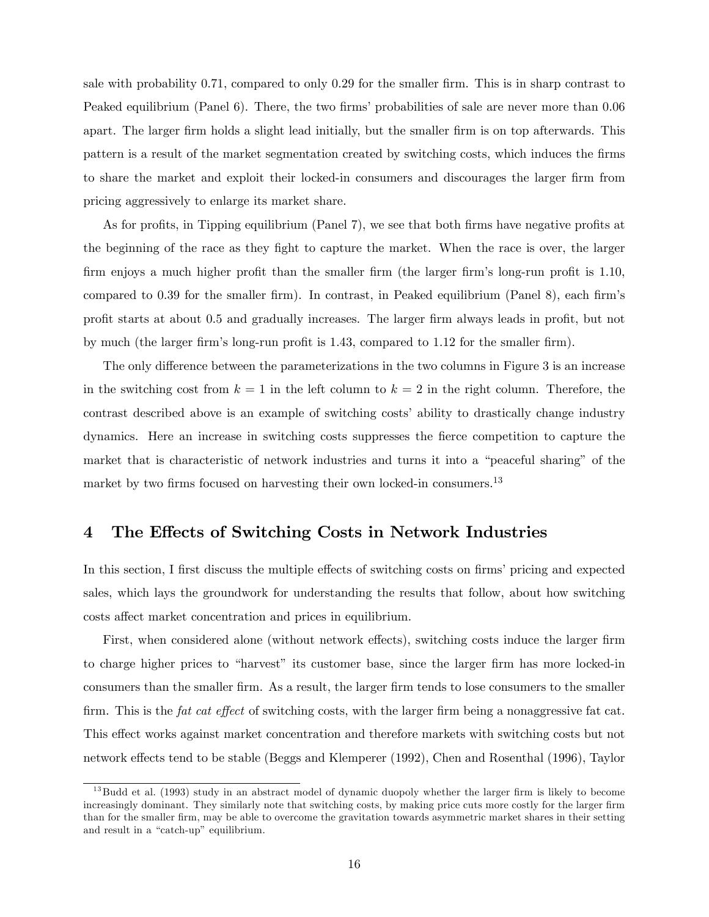sale with probability 0.71, compared to only 0.29 for the smaller firm. This is in sharp contrast to Peaked equilibrium (Panel 6). There, the two firms' probabilities of sale are never more than 0.06 apart. The larger firm holds a slight lead initially, but the smaller firm is on top afterwards. This pattern is a result of the market segmentation created by switching costs, which induces the firms to share the market and exploit their locked-in consumers and discourages the larger firm from pricing aggressively to enlarge its market share.

As for profits, in Tipping equilibrium (Panel 7), we see that both firms have negative profits at the beginning of the race as they fight to capture the market. When the race is over, the larger firm enjoys a much higher profit than the smaller firm (the larger firm's long-run profit is 1.10, compared to 0.39 for the smaller firm). In contrast, in Peaked equilibrium (Panel 8), each firm's profit starts at about 0.5 and gradually increases. The larger firm always leads in profit, but not by much (the larger firm's long-run profit is 1.43, compared to 1.12 for the smaller firm).

The only difference between the parameterizations in the two columns in Figure 3 is an increase in the switching cost from $k = 1$ in the left column to $k = 2$ in the right column. Therefore, the contrast described above is an example of switching costs' ability to drastically change industry dynamics. Here an increase in switching costs suppresses the fierce competition to capture the market that is characteristic of network industries and turns it into a "peaceful sharing" of the market by two firms focused on harvesting their own locked-in consumers.[13]

# 4 The Effects of Switching Costs in Network Industries

In this section, I first discuss the multiple effects of switching costs on firms' pricing and expected sales, which lays the groundwork for understanding the results that follow, about how switching costs affect market concentration and prices in equilibrium.

First, when considered alone (without network effects), switching costs induce the larger firm to charge higher prices to "harvest" its customer base, since the larger firm has more locked-in consumers than the smaller firm. As a result, the larger firm tends to lose consumers to the smaller firm. This is the *fat cat effect* of switching costs, with the larger firm being a nonaggressive fat cat. This effect works against market concentration and therefore markets with switching costs but not network effects tend to be stable (Beggs and Klemperer (1992), Chen and Rosenthal (1996), Taylor

[13] Budd et al. (1993) study in an abstract model of dynamic duopoly whether the larger firm is likely to become increasingly dominant. They similarly note that switching costs, by making price cuts more costly for the larger firm than for the smaller firm, may be able to overcome the gravitation towards asymmetric market shares in their setting and result in a "catch-up" equilibrium.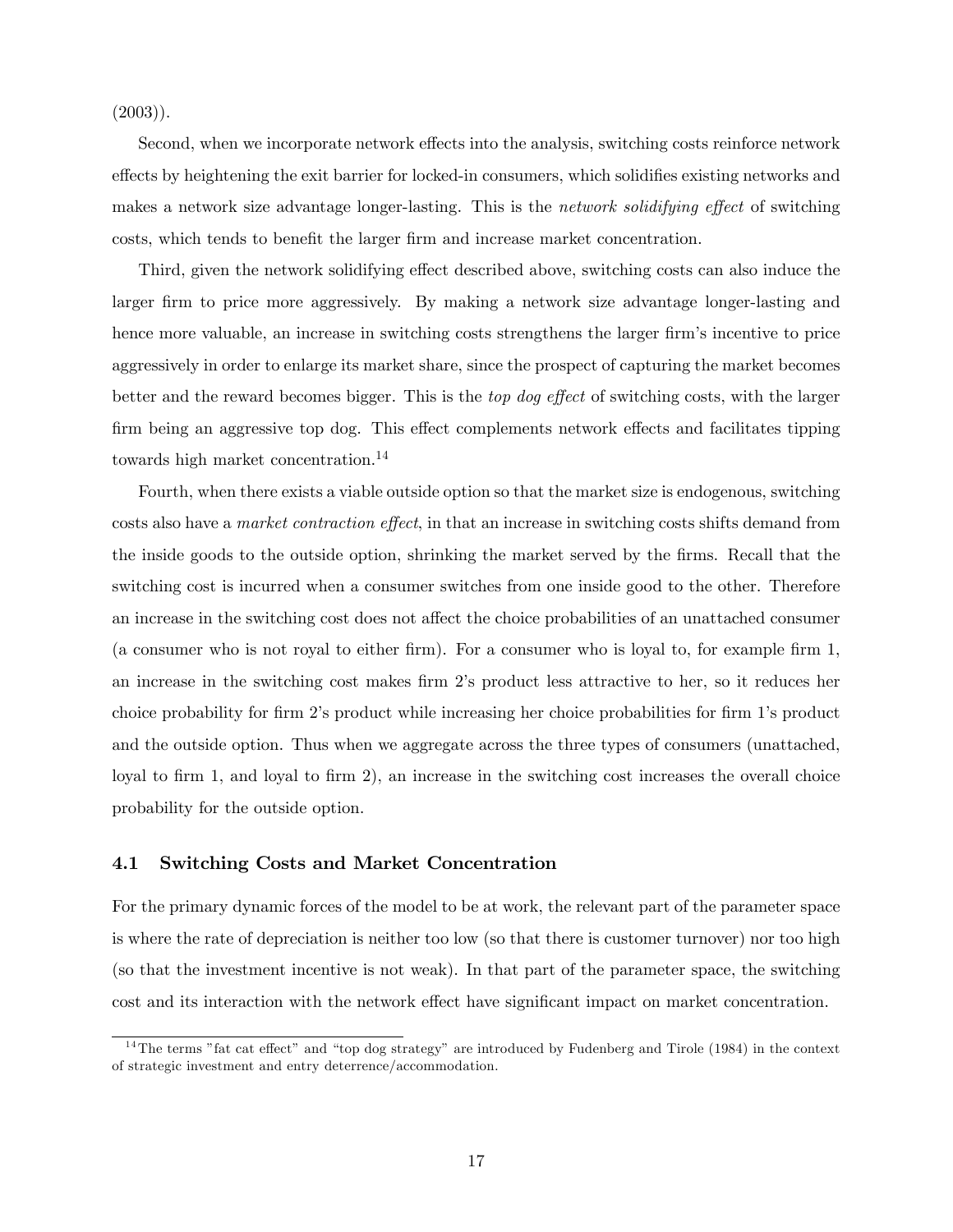(2003)).

Second, when we incorporate network effects into the analysis, switching costs reinforce network effects by heightening the exit barrier for locked-in consumers, which solidifies existing networks and makes a network size advantage longer-lasting. This is the *network solidifying effect* of switching costs, which tends to benefit the larger firm and increase market concentration.

Third, given the network solidifying effect described above, switching costs can also induce the larger firm to price more aggressively. By making a network size advantage longer-lasting and hence more valuable, an increase in switching costs strengthens the larger firm's incentive to price aggressively in order to enlarge its market share, since the prospect of capturing the market becomes better and the reward becomes bigger. This is the *top dog effect* of switching costs, with the larger firm being an aggressive top dog. This effect complements network effects and facilitates tipping towards high market concentration.[14]

Fourth, when there exists a viable outside option so that the market size is endogenous, switching costs also have a *market contraction effect*, in that an increase in switching costs shifts demand from the inside goods to the outside option, shrinking the market served by the firms. Recall that the switching cost is incurred when a consumer switches from one inside good to the other. Therefore an increase in the switching cost does not affect the choice probabilities of an unattached consumer (a consumer who is not royal to either firm). For a consumer who is loyal to, for example firm 1, an increase in the switching cost makes firm 2's product less attractive to her, so it reduces her choice probability for firm 2's product while increasing her choice probabilities for firm 1's product and the outside option. Thus when we aggregate across the three types of consumers (unattached, loyal to firm 1, and loyal to firm 2), an increase in the switching cost increases the overall choice probability for the outside option.

### 4.1 Switching Costs and Market Concentration

For the primary dynamic forces of the model to be at work, the relevant part of the parameter space is where the rate of depreciation is neither too low (so that there is customer turnover) nor too high (so that the investment incentive is not weak). In that part of the parameter space, the switching cost and its interaction with the network effect have significant impact on market concentration.

[14] The terms "fat cat effect" and "top dog strategy" are introduced by Fudenberg and Tirole (1984) in the context of strategic investment and entry deterrence/accommodation.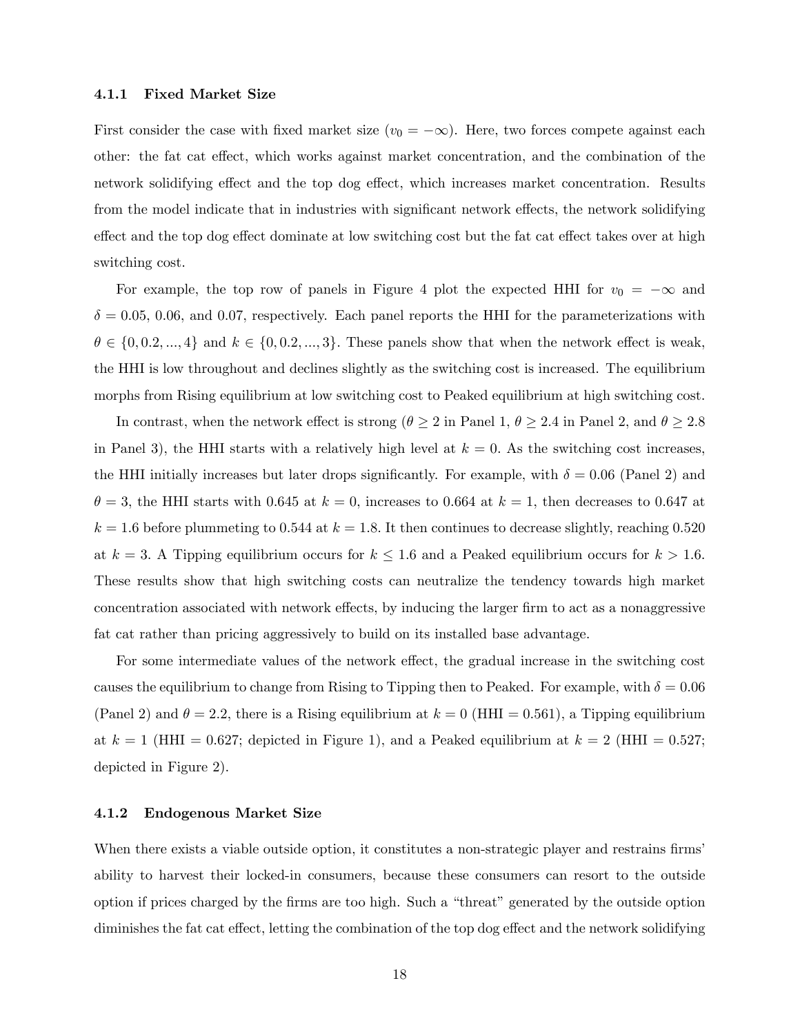#### 4.1.1 Fixed Market Size

First consider the case with fixed market size ($v_0 = -\infty$). Here, two forces compete against each other: the fat cat effect, which works against market concentration, and the combination of the network solidifying effect and the top dog effect, which increases market concentration. Results from the model indicate that in industries with significant network effects, the network solidifying effect and the top dog effect dominate at low switching cost but the fat cat effect takes over at high switching cost.

For example, the top row of panels in Figure 4 plot the expected HHI for $v_0 = -\infty$ and $\delta = 0.05$, 0.06, and 0.07, respectively. Each panel reports the HHI for the parameterizations with $\theta \in \{0, 0.2, ..., 4\}$ and $k \in \{0, 0.2, ..., 3\}$. These panels show that when the network effect is weak, the HHI is low throughout and declines slightly as the switching cost is increased. The equilibrium morphs from Rising equilibrium at low switching cost to Peaked equilibrium at high switching cost.

In contrast, when the network effect is strong ($\theta \geq 2$ in Panel 1, $\theta \geq 2.4$ in Panel 2, and $\theta \geq 2.8$ in Panel 3), the HHI starts with a relatively high level at $k = 0$. As the switching cost increases, the HHI initially increases but later drops significantly. For example, with $\delta = 0.06$ (Panel 2) and $\theta = 3$, the HHI starts with 0.645 at $k = 0$, increases to 0.664 at $k = 1$, then decreases to 0.647 at $k = 1.6$ before plummeting to 0.544 at $k = 1.8$. It then continues to decrease slightly, reaching 0.520 at $k = 3$. A Tipping equilibrium occurs for $k \leq 1.6$ and a Peaked equilibrium occurs for $k > 1.6$. These results show that high switching costs can neutralize the tendency towards high market concentration associated with network effects, by inducing the larger firm to act as a nonaggressive fat cat rather than pricing aggressively to build on its installed base advantage.

For some intermediate values of the network effect, the gradual increase in the switching cost causes the equilibrium to change from Rising to Tipping then to Peaked. For example, with $\delta = 0.06$ (Panel 2) and $\theta = 2.2$, there is a Rising equilibrium at $k = 0$ (HHI = 0.561), a Tipping equilibrium at $k = 1$ (HHI = 0.627; depicted in Figure 1), and a Peaked equilibrium at $k = 2$ (HHI = 0.527; depicted in Figure 2).

#### 4.1.2 Endogenous Market Size

When there exists a viable outside option, it constitutes a non-strategic player and restrains firms' ability to harvest their locked-in consumers, because these consumers can resort to the outside option if prices charged by the firms are too high. Such a "threat" generated by the outside option diminishes the fat cat effect, letting the combination of the top dog effect and the network solidifying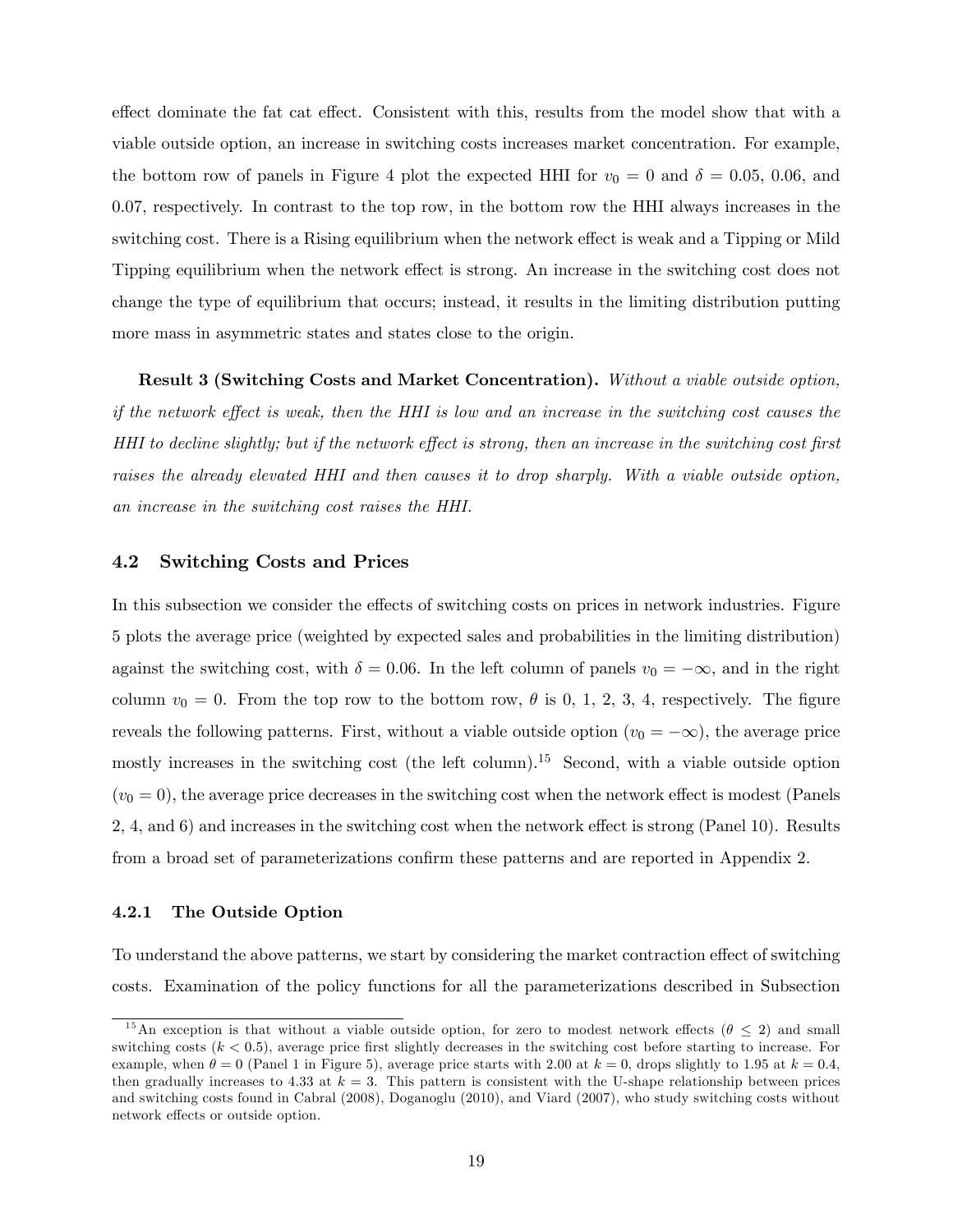effect dominate the fat cat effect. Consistent with this, results from the model show that with a viable outside option, an increase in switching costs increases market concentration. For example, the bottom row of panels in Figure 4 plot the expected HHI for $v_0 = 0$ and $\delta = 0.05$, 0.06, and 0.07, respectively. In contrast to the top row, in the bottom row the HHI always increases in the switching cost. There is a Rising equilibrium when the network effect is weak and a Tipping or Mild Tipping equilibrium when the network effect is strong. An increase in the switching cost does not change the type of equilibrium that occurs; instead, it results in the limiting distribution putting more mass in asymmetric states and states close to the origin.

**Result 3 (Switching Costs and Market Concentration).** *Without a viable outside option, if the network effect is weak, then the HHI is low and an increase in the switching cost causes the HHI to decline slightly; but if the network effect is strong, then an increase in the switching cost first raises the already elevated HHI and then causes it to drop sharply. With a viable outside option, an increase in the switching cost raises the HHI.*

## 4.2 Switching Costs and Prices

In this subsection we consider the effects of switching costs on prices in network industries. Figure 5 plots the average price (weighted by expected sales and probabilities in the limiting distribution) against the switching cost, with $\delta = 0.06$. In the left column of panels $v_0 = -\infty$, and in the right column $v_0 = 0$. From the top row to the bottom row, $\theta$ is 0, 1, 2, 3, 4, respectively. The figure reveals the following patterns. First, without a viable outside option ($v_0 = -\infty$), the average price mostly increases in the switching cost (the left column).[15] Second, with a viable outside option ($v_0 = 0$), the average price decreases in the switching cost when the network effect is modest (Panels 2, 4, and 6) and increases in the switching cost when the network effect is strong (Panel 10). Results from a broad set of parameterizations confirm these patterns and are reported in Appendix 2.

### 4.2.1 The Outside Option

To understand the above patterns, we start by considering the market contraction effect of switching costs. Examination of the policy functions for all the parameterizations described in Subsection

[15] An exception is that without a viable outside option, for zero to modest network effects ($\theta \leq 2$) and small switching costs ($k < 0.5$), average price first slightly decreases in the switching cost before starting to increase. For example, when $\theta = 0$ (Panel 1 in Figure 5), average price starts with 2.00 at $k = 0$, drops slightly to 1.95 at $k = 0.4$, then gradually increases to 4.33 at $k = 3$. This pattern is consistent with the U-shape relationship between prices and switching costs found in Cabral (2008), Doganoglu (2010), and Viard (2007), who study switching costs without network effects or outside option.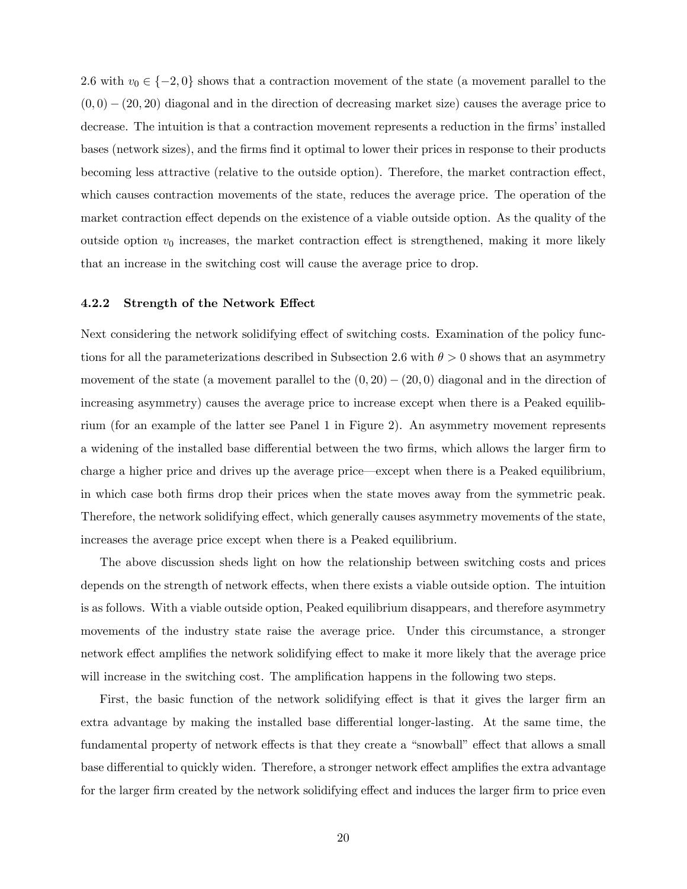2.6 with $v_0 \in \{-2, 0\}$ shows that a contraction movement of the state (a movement parallel to the $(0,0)-(20,20)$ diagonal and in the direction of decreasing market size) causes the average price to decrease. The intuition is that a contraction movement represents a reduction in the firms' installed bases (network sizes), and the firms find it optimal to lower their prices in response to their products becoming less attractive (relative to the outside option). Therefore, the market contraction effect, which causes contraction movements of the state, reduces the average price. The operation of the market contraction effect depends on the existence of a viable outside option. As the quality of the outside option $v_0$ increases, the market contraction effect is strengthened, making it more likely that an increase in the switching cost will cause the average price to drop.

### 4.2.2 Strength of the Network Effect

Next considering the network solidifying effect of switching costs. Examination of the policy functions for all the parameterizations described in Subsection 2.6 with $\theta > 0$ shows that an asymmetry movement of the state (a movement parallel to the $(0,20)-(20,0)$ diagonal and in the direction of increasing asymmetry) causes the average price to increase except when there is a Peaked equilibrium (for an example of the latter see Panel 1 in Figure 2). An asymmetry movement represents a widening of the installed base differential between the two firms, which allows the larger firm to charge a higher price and drives up the average price—except when there is a Peaked equilibrium, in which case both firms drop their prices when the state moves away from the symmetric peak. Therefore, the network solidifying effect, which generally causes asymmetry movements of the state, increases the average price except when there is a Peaked equilibrium.

The above discussion sheds light on how the relationship between switching costs and prices depends on the strength of network effects, when there exists a viable outside option. The intuition is as follows. With a viable outside option, Peaked equilibrium disappears, and therefore asymmetry movements of the industry state raise the average price. Under this circumstance, a stronger network effect amplifies the network solidifying effect to make it more likely that the average price will increase in the switching cost. The amplification happens in the following two steps.

First, the basic function of the network solidifying effect is that it gives the larger firm an extra advantage by making the installed base differential longer-lasting. At the same time, the fundamental property of network effects is that they create a "snowball" effect that allows a small base differential to quickly widen. Therefore, a stronger network effect amplifies the extra advantage for the larger firm created by the network solidifying effect and induces the larger firm to price even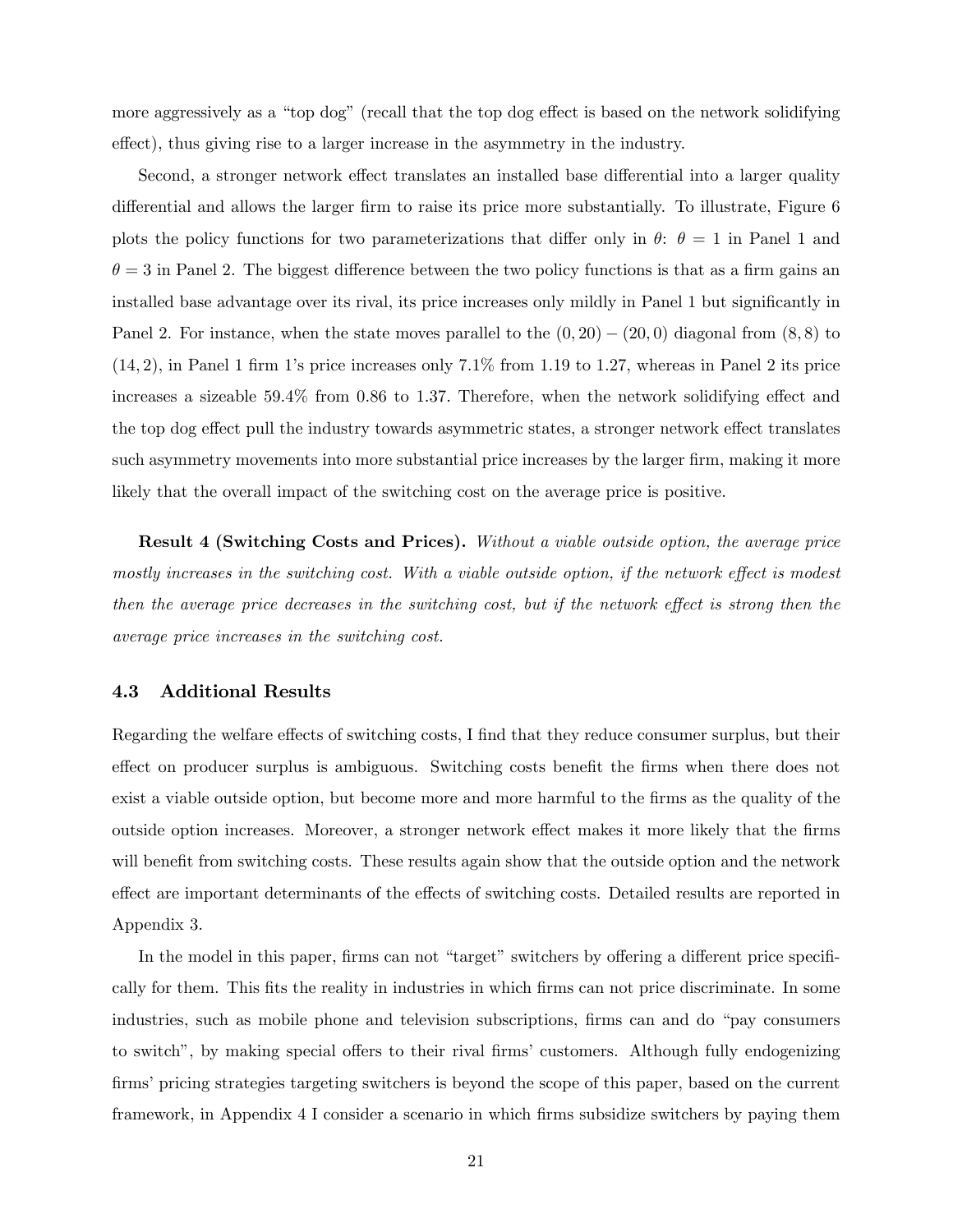more aggressively as a "top dog" (recall that the top dog effect is based on the network solidifying effect), thus giving rise to a larger increase in the asymmetry in the industry.

Second, a stronger network effect translates an installed base differential into a larger quality differential and allows the larger firm to raise its price more substantially. To illustrate, Figure 6 plots the policy functions for two parameterizations that differ only in $\theta$: $\theta = 1$ in Panel 1 and $\theta = 3$ in Panel 2. The biggest difference between the two policy functions is that as a firm gains an installed base advantage over its rival, its price increases only mildly in Panel 1 but significantly in Panel 2. For instance, when the state moves parallel to the $(0, 20) - (20, 0)$ diagonal from $(8, 8)$ to $(14, 2)$, in Panel 1 firm 1's price increases only 7.1% from 1.19 to 1.27, whereas in Panel 2 its price increases a sizeable 59.4% from 0.86 to 1.37. Therefore, when the network solidifying effect and the top dog effect pull the industry towards asymmetric states, a stronger network effect translates such asymmetry movements into more substantial price increases by the larger firm, making it more likely that the overall impact of the switching cost on the average price is positive.

**Result 4 (Switching Costs and Prices).** *Without a viable outside option, the average price mostly increases in the switching cost. With a viable outside option, if the network effect is modest then the average price decreases in the switching cost, but if the network effect is strong then the average price increases in the switching cost.*

### 4.3 Additional Results

Regarding the welfare effects of switching costs, I find that they reduce consumer surplus, but their effect on producer surplus is ambiguous. Switching costs benefit the firms when there does not exist a viable outside option, but become more and more harmful to the firms as the quality of the outside option increases. Moreover, a stronger network effect makes it more likely that the firms will benefit from switching costs. These results again show that the outside option and the network effect are important determinants of the effects of switching costs. Detailed results are reported in Appendix 3.

In the model in this paper, firms can not "target" switchers by offering a different price specifically for them. This fits the reality in industries in which firms can not price discriminate. In some industries, such as mobile phone and television subscriptions, firms can and do "pay consumers to switch", by making special offers to their rival firms' customers. Although fully endogenizing firms' pricing strategies targeting switchers is beyond the scope of this paper, based on the current framework, in Appendix 4 I consider a scenario in which firms subsidize switchers by paying them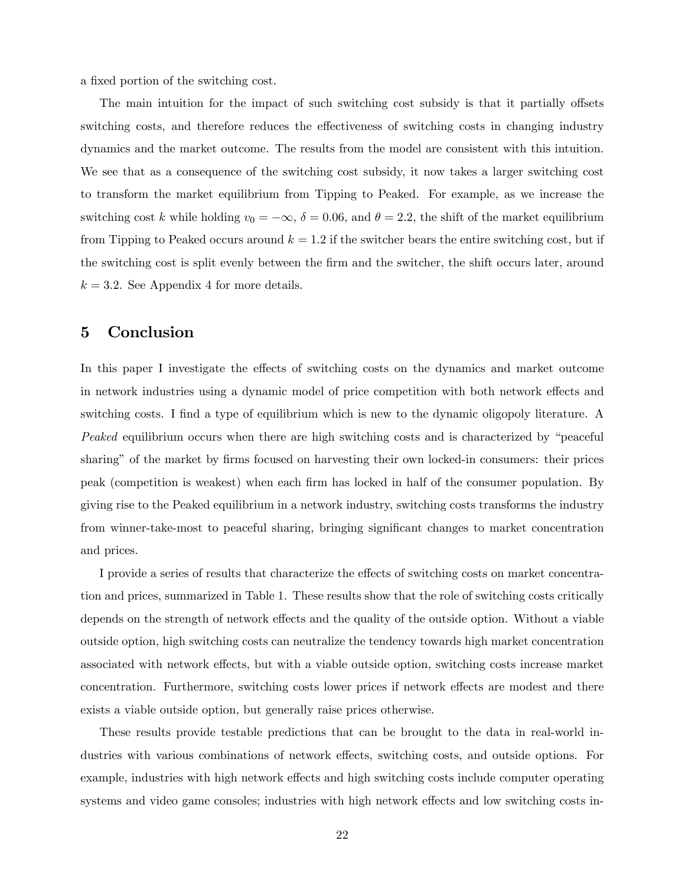a fixed portion of the switching cost.

The main intuition for the impact of such switching cost subsidy is that it partially offsets switching costs, and therefore reduces the effectiveness of switching costs in changing industry dynamics and the market outcome. The results from the model are consistent with this intuition. We see that as a consequence of the switching cost subsidy, it now takes a larger switching cost to transform the market equilibrium from Tipping to Peaked. For example, as we increase the switching cost $k$ while holding $v_0 = -\infty$, $\delta = 0.06$, and $\theta = 2.2$, the shift of the market equilibrium from Tipping to Peaked occurs around $k = 1.2$ if the switcher bears the entire switching cost, but if the switching cost is split evenly between the firm and the switcher, the shift occurs later, around $k = 3.2$. See Appendix 4 for more details.

# 5 Conclusion

In this paper I investigate the effects of switching costs on the dynamics and market outcome in network industries using a dynamic model of price competition with both network effects and switching costs. I find a type of equilibrium which is new to the dynamic oligopoly literature. A *Peaked* equilibrium occurs when there are high switching costs and is characterized by "peaceful sharing" of the market by firms focused on harvesting their own locked-in consumers: their prices peak (competition is weakest) when each firm has locked in half of the consumer population. By giving rise to the Peaked equilibrium in a network industry, switching costs transforms the industry from winner-take-most to peaceful sharing, bringing significant changes to market concentration and prices.

I provide a series of results that characterize the effects of switching costs on market concentration and prices, summarized in Table 1. These results show that the role of switching costs critically depends on the strength of network effects and the quality of the outside option. Without a viable outside option, high switching costs can neutralize the tendency towards high market concentration associated with network effects, but with a viable outside option, switching costs increase market concentration. Furthermore, switching costs lower prices if network effects are modest and there exists a viable outside option, but generally raise prices otherwise.

These results provide testable predictions that can be brought to the data in real-world industries with various combinations of network effects, switching costs, and outside options. For example, industries with high network effects and high switching costs include computer operating systems and video game consoles; industries with high network effects and low switching costs in-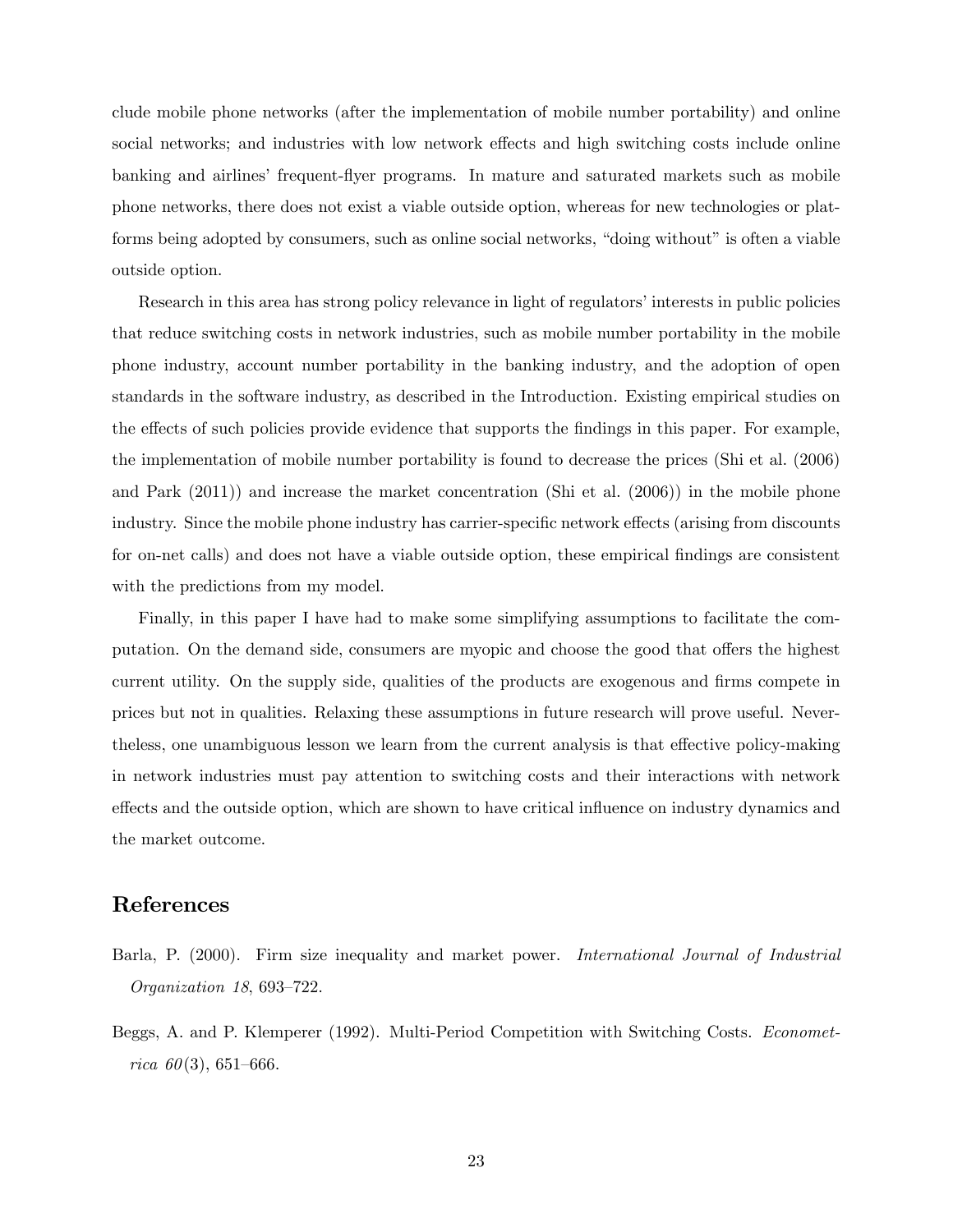clude mobile phone networks (after the implementation of mobile number portability) and online social networks; and industries with low network effects and high switching costs include online banking and airlines' frequent-flyer programs. In mature and saturated markets such as mobile phone networks, there does not exist a viable outside option, whereas for new technologies or platforms being adopted by consumers, such as online social networks, "doing without" is often a viable outside option.

Research in this area has strong policy relevance in light of regulators' interests in public policies that reduce switching costs in network industries, such as mobile number portability in the mobile phone industry, account number portability in the banking industry, and the adoption of open standards in the software industry, as described in the Introduction. Existing empirical studies on the effects of such policies provide evidence that supports the findings in this paper. For example, the implementation of mobile number portability is found to decrease the prices (Shi et al. (2006) and Park (2011)) and increase the market concentration (Shi et al. (2006)) in the mobile phone industry. Since the mobile phone industry has carrier-specific network effects (arising from discounts for on-net calls) and does not have a viable outside option, these empirical findings are consistent with the predictions from my model.

Finally, in this paper I have had to make some simplifying assumptions to facilitate the computation. On the demand side, consumers are myopic and choose the good that offers the highest current utility. On the supply side, qualities of the products are exogenous and firms compete in prices but not in qualities. Relaxing these assumptions in future research will prove useful. Nevertheless, one unambiguous lesson we learn from the current analysis is that effective policy-making in network industries must pay attention to switching costs and their interactions with network effects and the outside option, which are shown to have critical influence on industry dynamics and the market outcome.

## References

Barla, P. (2000). Firm size inequality and market power. *International Journal of Industrial Organization 18*, 693–722.

Beggs, A. and P. Klemperer (1992). Multi-Period Competition with Switching Costs. *Econometrica 60*(3), 651–666.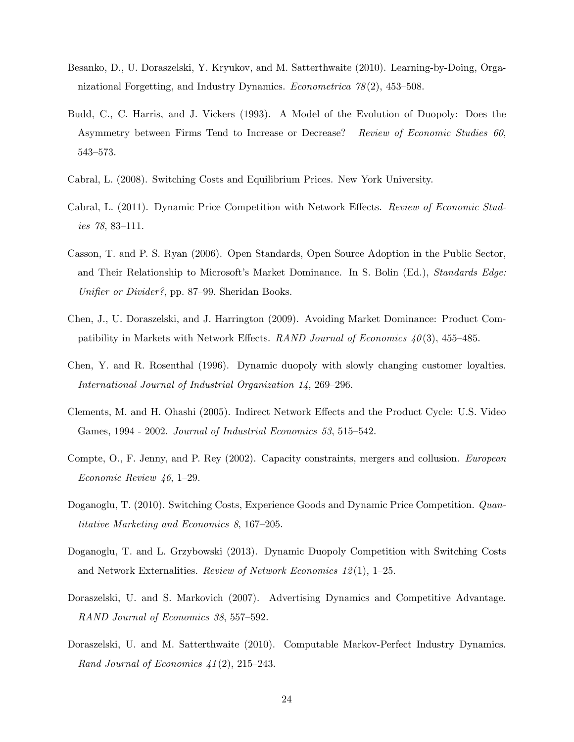Besanko, D., U. Doraszelski, Y. Kryukov, and M. Satterthwaite (2010). Learning-by-Doing, Organizational Forgetting, and Industry Dynamics. *Econometrica 78*(2), 453–508.

Budd, C., C. Harris, and J. Vickers (1993). A Model of the Evolution of Duopoly: Does the Asymmetry between Firms Tend to Increase or Decrease? *Review of Economic Studies 60*, 543–573.

Cabral, L. (2008). Switching Costs and Equilibrium Prices. New York University.

Cabral, L. (2011). Dynamic Price Competition with Network Effects. *Review of Economic Studies 78*, 83–111.

Casson, T. and P. S. Ryan (2006). Open Standards, Open Source Adoption in the Public Sector, and Their Relationship to Microsoft's Market Dominance. In S. Bolin (Ed.), *Standards Edge: Unifier or Divider?*, pp. 87–99. Sheridan Books.

Chen, J., U. Doraszelski, and J. Harrington (2009). Avoiding Market Dominance: Product Compatibility in Markets with Network Effects. *RAND Journal of Economics 40*(3), 455–485.

Chen, Y. and R. Rosenthal (1996). Dynamic duopoly with slowly changing customer loyalties. *International Journal of Industrial Organization 14*, 269–296.

Clements, M. and H. Ohashi (2005). Indirect Network Effects and the Product Cycle: U.S. Video Games, 1994 - 2002. *Journal of Industrial Economics 53*, 515–542.

Compte, O., F. Jenny, and P. Rey (2002). Capacity constraints, mergers and collusion. *European Economic Review 46*, 1–29.

Doganoglu, T. (2010). Switching Costs, Experience Goods and Dynamic Price Competition. *Quantitative Marketing and Economics 8*, 167–205.

Doganoglu, T. and L. Grzybowski (2013). Dynamic Duopoly Competition with Switching Costs and Network Externalities. *Review of Network Economics 12*(1), 1–25.

Doraszelski, U. and S. Markovich (2007). Advertising Dynamics and Competitive Advantage. *RAND Journal of Economics 38*, 557–592.

Doraszelski, U. and M. Satterthwaite (2010). Computable Markov-Perfect Industry Dynamics. *Rand Journal of Economics 41*(2), 215–243.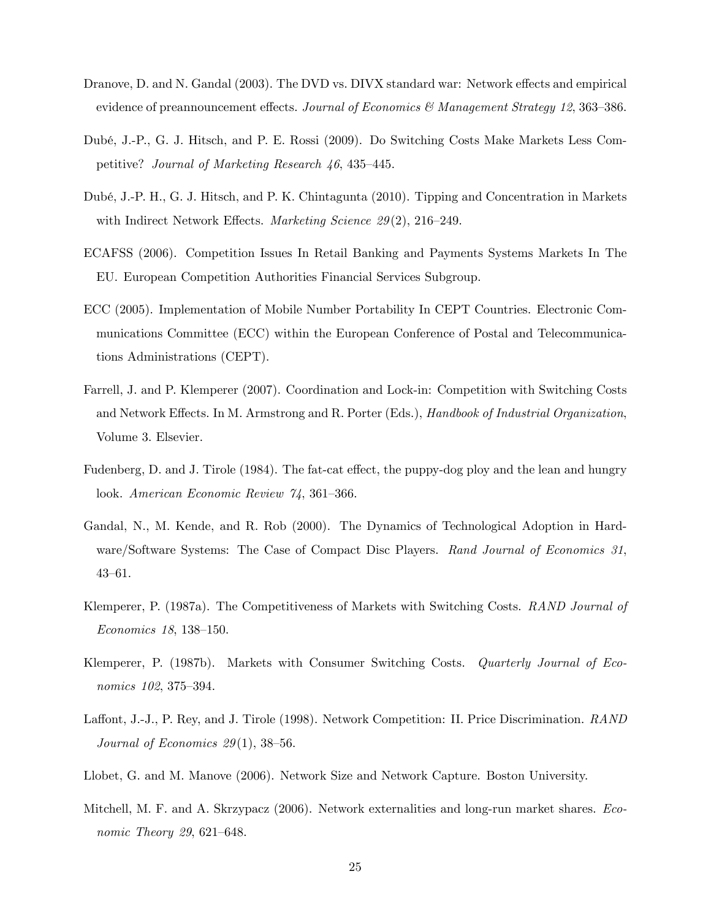Dranove, D. and N. Gandal (2003). The DVD vs. DIVX standard war: Network effects and empirical evidence of preannouncement effects. *Journal of Economics & Management Strategy 12*, 363–386.

Dubé, J.-P., G. J. Hitsch, and P. E. Rossi (2009). Do Switching Costs Make Markets Less Competitive? *Journal of Marketing Research 46*, 435–445.

Dubé, J.-P. H., G. J. Hitsch, and P. K. Chintagunta (2010). Tipping and Concentration in Markets with Indirect Network Effects. *Marketing Science 29*(2), 216–249.

ECAFSS (2006). Competition Issues In Retail Banking and Payments Systems Markets In The EU. European Competition Authorities Financial Services Subgroup.

ECC (2005). Implementation of Mobile Number Portability In CEPT Countries. Electronic Communications Committee (ECC) within the European Conference of Postal and Telecommunications Administrations (CEPT).

Farrell, J. and P. Klemperer (2007). Coordination and Lock-in: Competition with Switching Costs and Network Effects. In M. Armstrong and R. Porter (Eds.), *Handbook of Industrial Organization*, Volume 3. Elsevier.

Fudenberg, D. and J. Tirole (1984). The fat-cat effect, the puppy-dog ploy and the lean and hungry look. *American Economic Review 74*, 361–366.

Gandal, N., M. Kende, and R. Rob (2000). The Dynamics of Technological Adoption in Hardware/Software Systems: The Case of Compact Disc Players. *Rand Journal of Economics 31*, 43–61.

Klemperer, P. (1987a). The Competitiveness of Markets with Switching Costs. *RAND Journal of Economics 18*, 138–150.

Klemperer, P. (1987b). Markets with Consumer Switching Costs. *Quarterly Journal of Economics 102*, 375–394.

Laffont, J.-J., P. Rey, and J. Tirole (1998). Network Competition: II. Price Discrimination. *RAND Journal of Economics 29*(1), 38–56.

Llobet, G. and M. Manove (2006). Network Size and Network Capture. Boston University.

Mitchell, M. F. and A. Skrzypacz (2006). Network externalities and long-run market shares. *Economic Theory 29*, 621–648.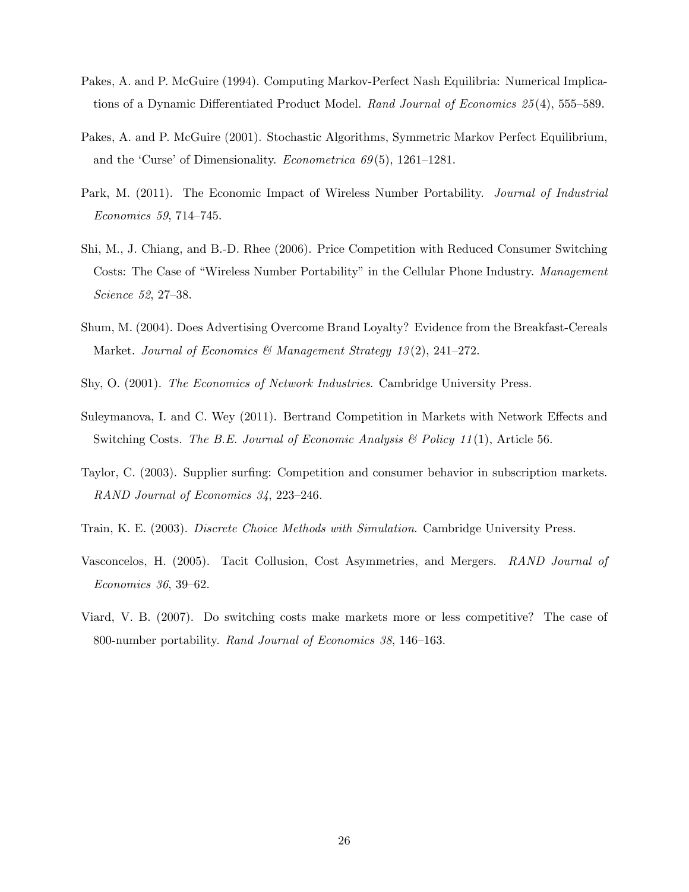Pakes, A. and P. McGuire (1994). Computing Markov-Perfect Nash Equilibria: Numerical Implications of a Dynamic Differentiated Product Model. *Rand Journal of Economics 25*(4), 555–589.

Pakes, A. and P. McGuire (2001). Stochastic Algorithms, Symmetric Markov Perfect Equilibrium, and the 'Curse' of Dimensionality. *Econometrica 69*(5), 1261–1281.

Park, M. (2011). The Economic Impact of Wireless Number Portability. *Journal of Industrial Economics 59*, 714–745.

Shi, M., J. Chiang, and B.-D. Rhee (2006). Price Competition with Reduced Consumer Switching Costs: The Case of "Wireless Number Portability" in the Cellular Phone Industry. *Management Science 52*, 27–38.

Shum, M. (2004). Does Advertising Overcome Brand Loyalty? Evidence from the Breakfast-Cereals Market. *Journal of Economics & Management Strategy 13*(2), 241–272.

Shy, O. (2001). *The Economics of Network Industries*. Cambridge University Press.

Suleymanova, I. and C. Wey (2011). Bertrand Competition in Markets with Network Effects and Switching Costs. *The B.E. Journal of Economic Analysis & Policy 11*(1), Article 56.

Taylor, C. (2003). Supplier surfing: Competition and consumer behavior in subscription markets. *RAND Journal of Economics 34*, 223–246.

Train, K. E. (2003). *Discrete Choice Methods with Simulation*. Cambridge University Press.

Vasconcelos, H. (2005). Tacit Collusion, Cost Asymmetries, and Mergers. *RAND Journal of Economics 36*, 39–62.

Viard, V. B. (2007). Do switching costs make markets more or less competitive? The case of 800-number portability. *Rand Journal of Economics 38*, 146–163.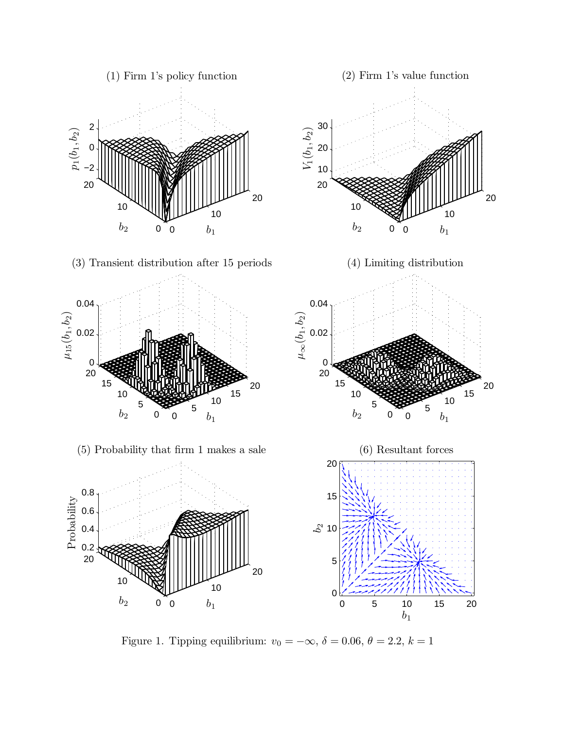(1) Firm 1's policy function

(2) Firm 1's value function

(3) Transient distribution after 15 periods

(4) Limiting distribution

(5) Probability that firm 1 makes a sale

(6) Resultant forces

Figure 1. Tipping equilibrium: $v_0 = -\infty$, $\delta = 0.06$, $\theta = 2.2$, $k = 1$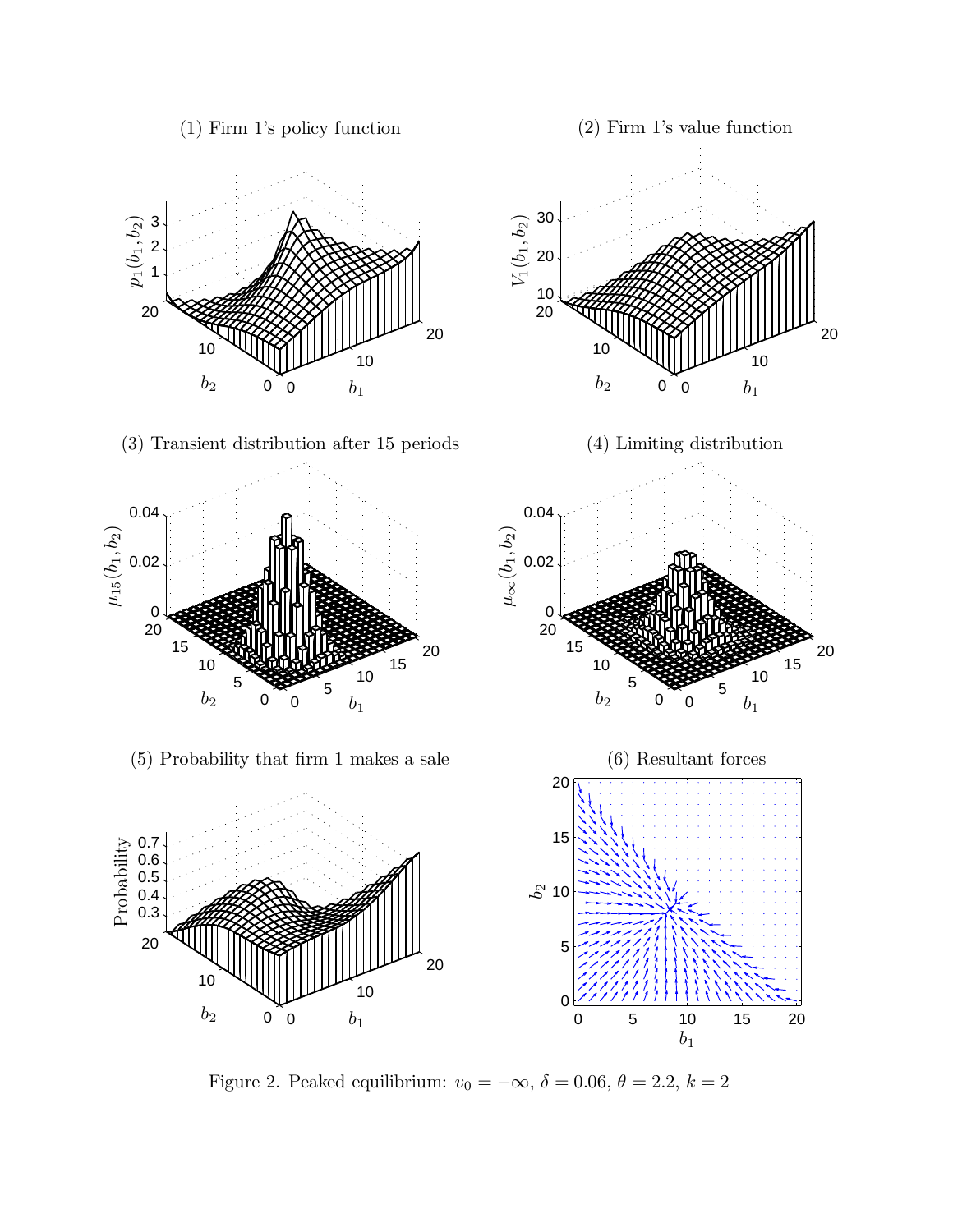Figure 2. Peaked equilibrium: $v_0 = -\infty$, $\delta = 0.06$, $\theta = 2.2$, $k = 2$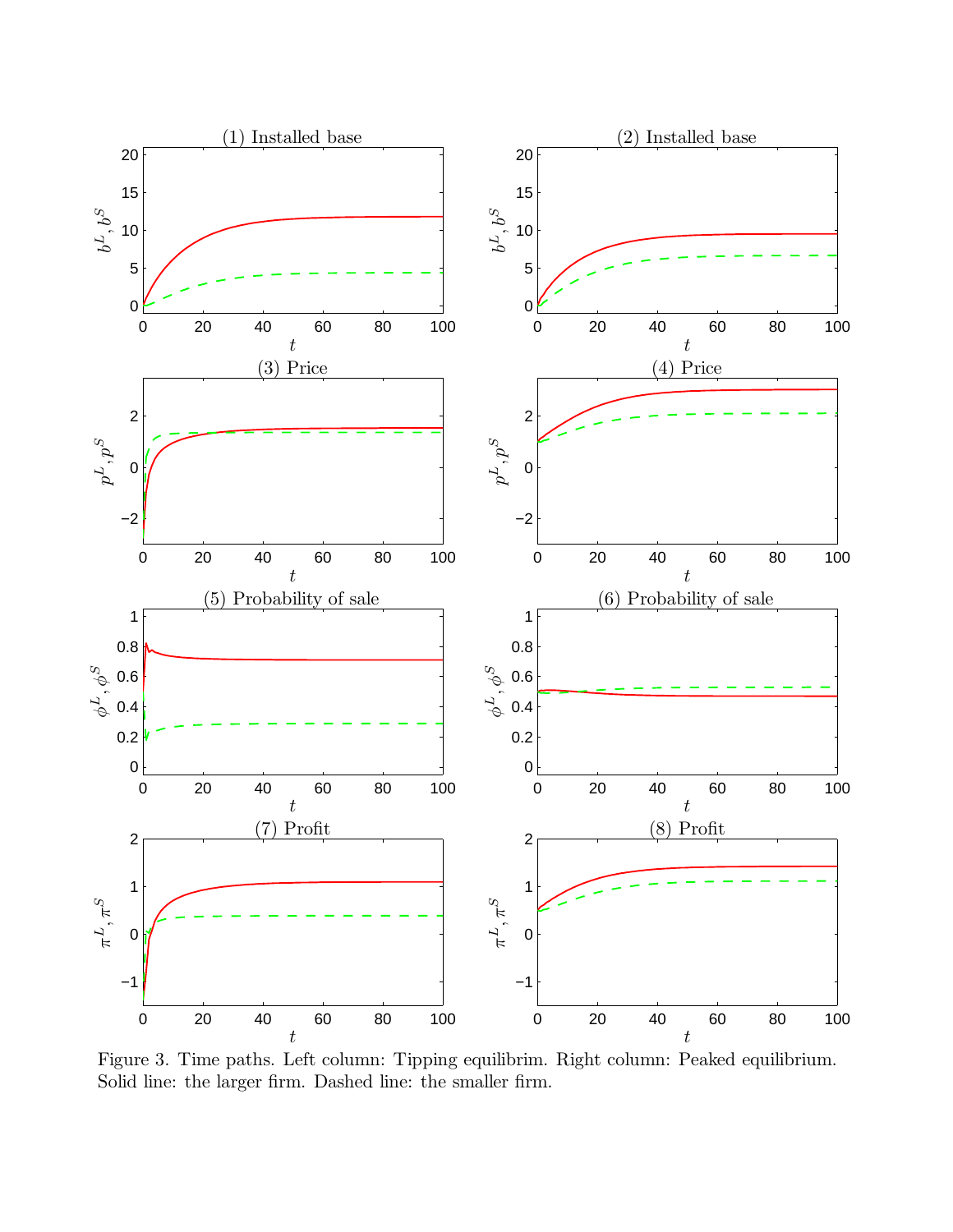Figure 3. Time paths. Left column: Tipping equilibrim. Right column: Peaked equilibrium. Solid line: the larger firm. Dashed line: the smaller firm.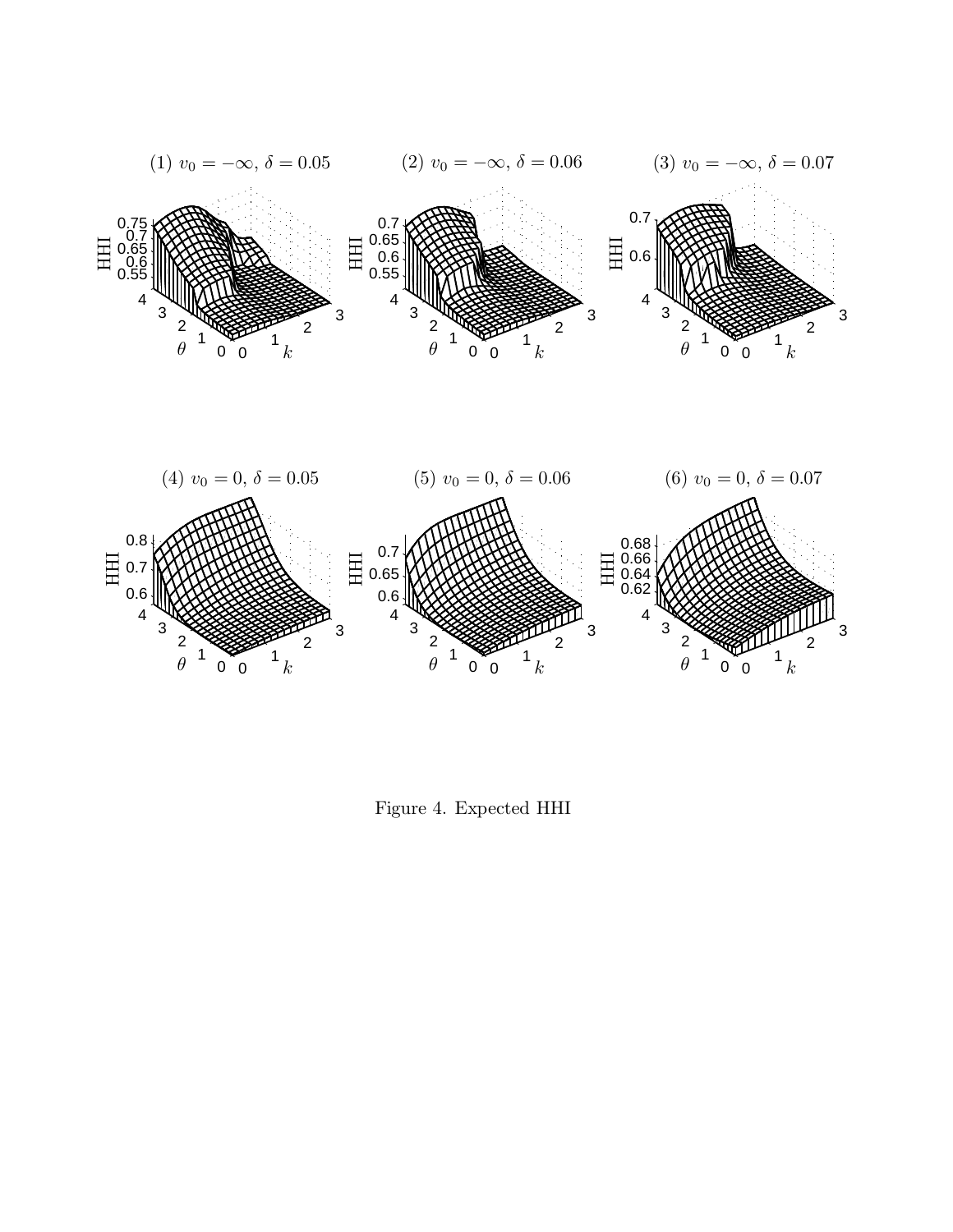(1) $v_0 = -\infty$, $\delta = 0.05$

(2) $v_0 = -\infty$, $\delta = 0.06$

(3) $v_0 = -\infty$, $\delta = 0.07$

(4) $v_0 = 0$, $\delta = 0.05$

(5) $v_0 = 0$, $\delta = 0.06$

(6) $v_0 = 0$, $\delta = 0.07$

Figure 4. Expected HHI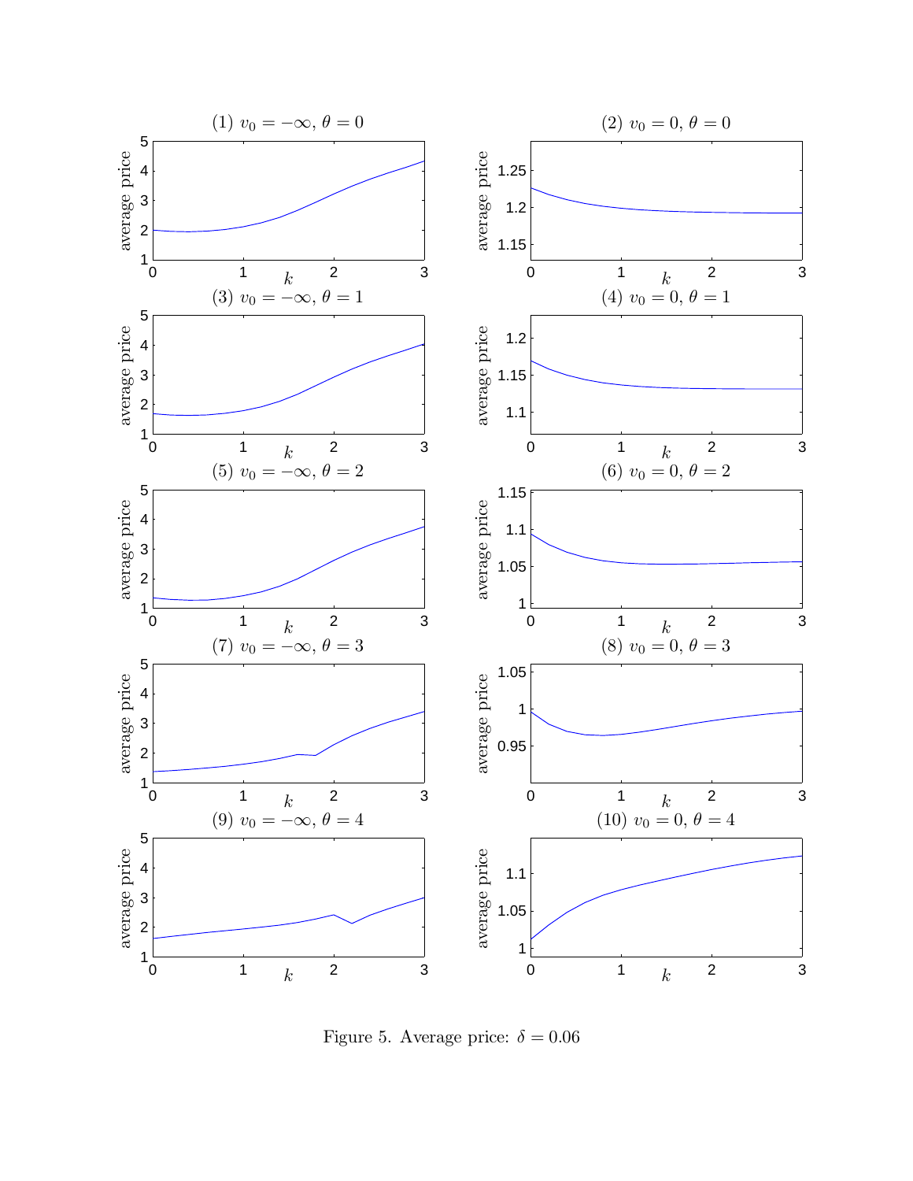Figure 5. Average price: $\delta = 0.06$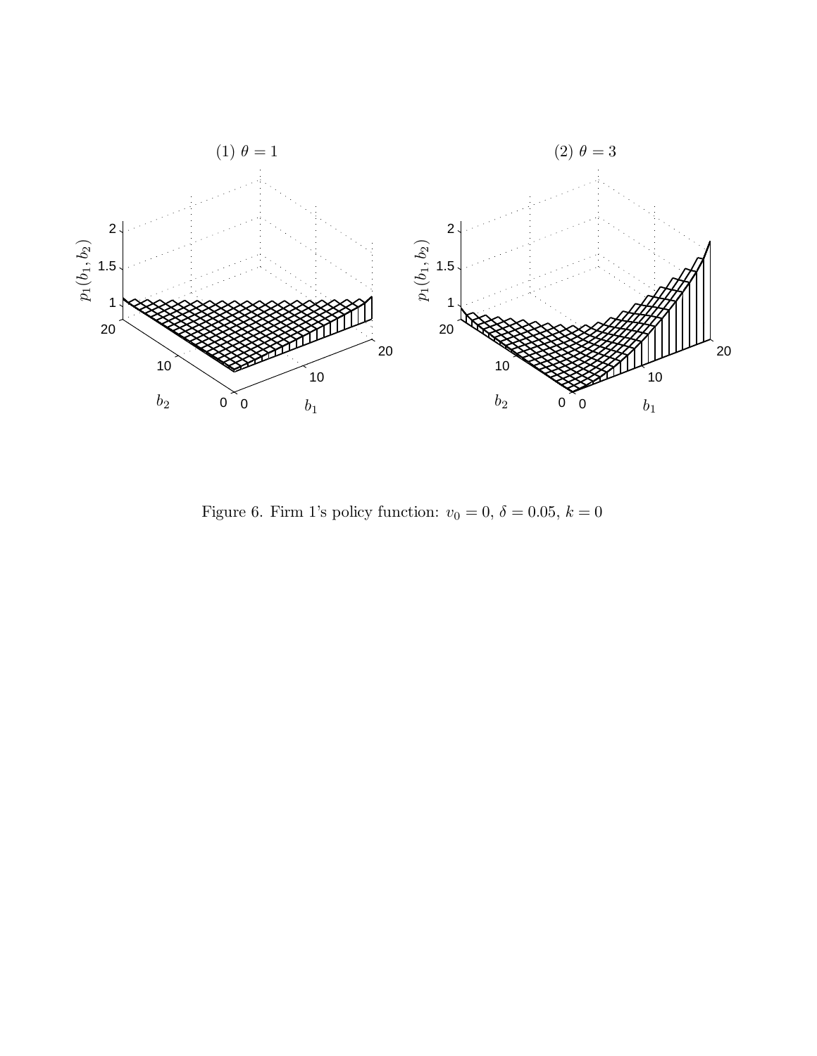Figure 6. Firm 1's policy function: $v_0 = 0$, $\delta = 0.05$, $k = 0$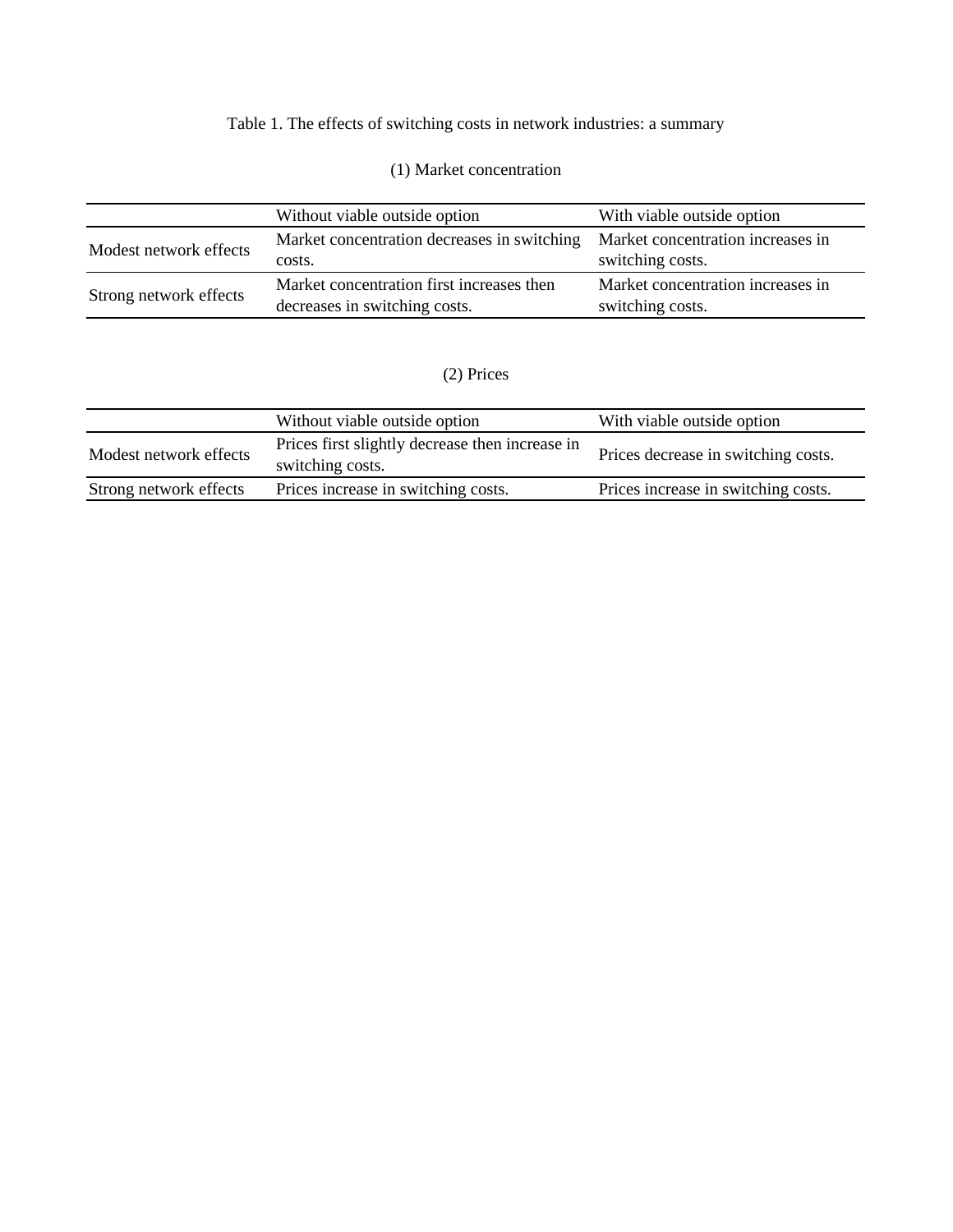Table 1. The effects of switching costs in network industries: a summary

(1) Market concentration

| | Without viable outside option | With viable outside option |
|---|---|---|
| Modest network effects | Market concentration decreases in switching costs. | Market concentration increases in switching costs. |
| Strong network effects | Market concentration first increases then decreases in switching costs. | Market concentration increases in switching costs. |

(2) Prices

| | Without viable outside option | With viable outside option |
|---|---|---|
| Modest network effects | Prices first slightly decrease then increase in switching costs. | Prices decrease in switching costs. |
| Strong network effects | Prices increase in switching costs. | Prices increase in switching costs. |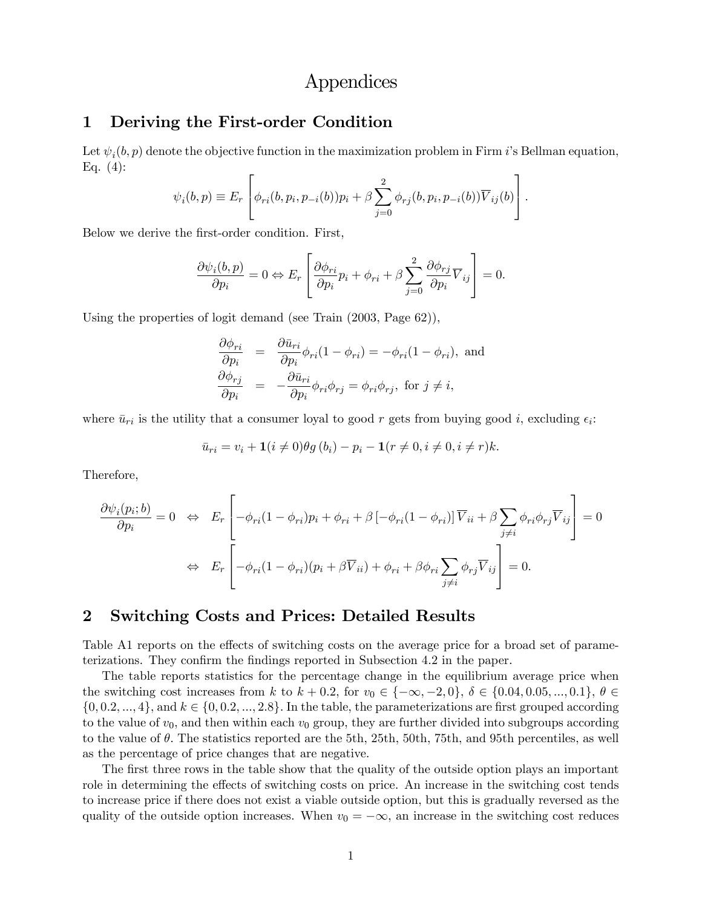# Appendices

## 1 Deriving the First-order Condition

Let $\psi_i(b, p)$ denote the objective function in the maximization problem in Firm $i$'s Bellman equation, Eq. (4):

$$\psi_i(b, p) \equiv E_r \left[ \phi_{ri}(b, p_i, p_{-i}(b))p_i + \beta \sum_{j=0}^{2} \phi_{rj}(b, p_i, p_{-i}(b))\overline{V}_{ij}(b) \right].$$

Below we derive the first-order condition. First,

$$\frac{\partial \psi_i(b, p)}{\partial p_i} = 0 \Leftrightarrow E_r \left[ \frac{\partial \phi_{ri}}{\partial p_i} p_i + \phi_{ri} + \beta \sum_{j=0}^{2} \frac{\partial \phi_{rj}}{\partial p_i} \overline{V}_{ij} \right] = 0.$$

Using the properties of logit demand (see Train (2003, Page 62)),

$$\begin{aligned}
\frac{\partial \phi_{ri}}{\partial p_i} &= \frac{\partial \bar{u}_{ri}}{\partial p_i} \phi_{ri}(1 - \phi_{ri}) = -\phi_{ri}(1 - \phi_{ri}), \text{ and} \\
\frac{\partial \phi_{rj}}{\partial p_i} &= -\frac{\partial \bar{u}_{ri}}{\partial p_i} \phi_{ri}\phi_{rj} = \phi_{ri}\phi_{rj}, \text{ for } j \neq i,
\end{aligned}$$

where $\bar{u}_{ri}$ is the utility that a consumer loyal to good $r$ gets from buying good $i$, excluding $\epsilon_i$:

$$\bar{u}_{ri} = v_i + \mathbf{1}(i \neq 0)\theta g(b_i) - p_i - \mathbf{1}(r \neq 0, i \neq 0, i \neq r)k.$$

Therefore,

$$\begin{aligned}
\frac{\partial \psi_i(p_i; b)}{\partial p_i} = 0 \quad &\Leftrightarrow \quad E_r \left[ -\phi_{ri}(1 - \phi_{ri})p_i + \phi_{ri} + \beta \left[ -\phi_{ri}(1 - \phi_{ri}) \right] \overline{V}_{ii} + \beta \sum_{j \neq i} \phi_{ri}\phi_{rj}\overline{V}_{ij} \right] = 0 \\
&\Leftrightarrow \quad E_r \left[ -\phi_{ri}(1 - \phi_{ri})(p_i + \beta \overline{V}_{ii}) + \phi_{ri} + \beta \phi_{ri} \sum_{j \neq i} \phi_{rj}\overline{V}_{ij} \right] = 0.
\end{aligned}$$

## 2 Switching Costs and Prices: Detailed Results

Table A1 reports on the effects of switching costs on the average price for a broad set of parameterizations. They confirm the findings reported in Subsection 4.2 in the paper.

The table reports statistics for the percentage change in the equilibrium average price when the switching cost increases from $k$ to $k + 0.2$, for $v_0 \in \{-\infty, -2, 0\}$, $\delta \in \{0.04, 0.05, ..., 0.1\}$, $\theta \in \{0, 0.2, ..., 4\}$, and $k \in \{0, 0.2, ..., 2.8\}$. In the table, the parameterizations are first grouped according to the value of $v_0$, and then within each $v_0$ group, they are further divided into subgroups according to the value of $\theta$. The statistics reported are the 5th, 25th, 50th, 75th, and 95th percentiles, as well as the percentage of price changes that are negative.

The first three rows in the table show that the quality of the outside option plays an important role in determining the effects of switching costs on price. An increase in the switching cost tends to increase price if there does not exist a viable outside option, but this is gradually reversed as the quality of the outside option increases. When $v_0 = -\infty$, an increase in the switching cost reduces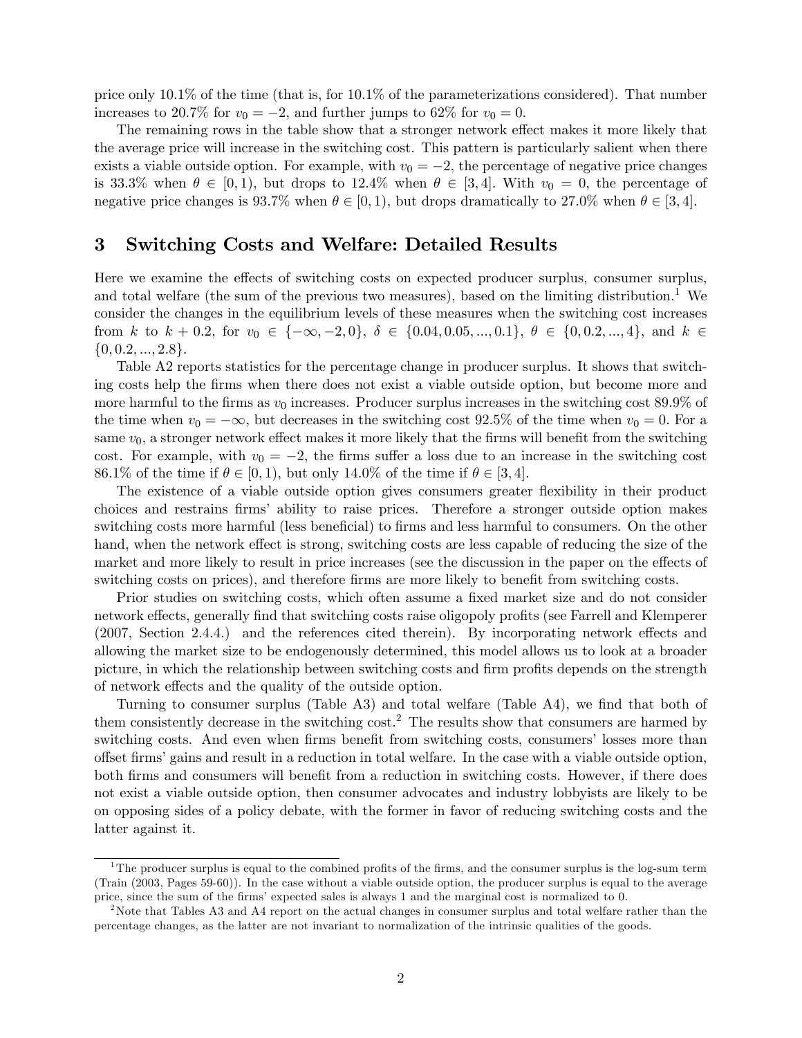price only 10.1% of the time (that is, for 10.1% of the parameterizations considered). That number increases to 20.7% for $v_0 = -2$, and further jumps to 62% for $v_0 = 0$.

The remaining rows in the table show that a stronger network effect makes it more likely that the average price will increase in the switching cost. This pattern is particularly salient when there exists a viable outside option. For example, with $v_0 = -2$, the percentage of negative price changes is 33.3% when $\theta \in [0, 1)$, but drops to 12.4% when $\theta \in [3, 4]$. With $v_0 = 0$, the percentage of negative price changes is 93.7% when $\theta \in [0, 1)$, but drops dramatically to 27.0% when $\theta \in [3, 4]$.

## 3 Switching Costs and Welfare: Detailed Results

Here we examine the effects of switching costs on expected producer surplus, consumer surplus, and total welfare (the sum of the previous two measures), based on the limiting distribution.[1] We consider the changes in the equilibrium levels of these measures when the switching cost increases from $k$ to $k + 0.2$, for $v_0 \in \{-\infty, -2, 0\}$, $\delta \in \{0.04, 0.05, ..., 0.1\}$, $\theta \in \{0, 0.2, ..., 4\}$, and $k \in \{0, 0.2, ..., 2.8\}$.

Table A2 reports statistics for the percentage change in producer surplus. It shows that switching costs help the firms when there does not exist a viable outside option, but become more and more harmful to the firms as $v_0$ increases. Producer surplus increases in the switching cost 89.9% of the time when $v_0 = -\infty$, but decreases in the switching cost 92.5% of the time when $v_0 = 0$. For a same $v_0$, a stronger network effect makes it more likely that the firms will benefit from the switching cost. For example, with $v_0 = -2$, the firms suffer a loss due to an increase in the switching cost 86.1% of the time if $\theta \in [0, 1)$, but only 14.0% of the time if $\theta \in [3, 4]$.

The existence of a viable outside option gives consumers greater flexibility in their product choices and restrains firms' ability to raise prices. Therefore a stronger outside option makes switching costs more harmful (less beneficial) to firms and less harmful to consumers. On the other hand, when the network effect is strong, switching costs are less capable of reducing the size of the market and more likely to result in price increases (see the discussion in the paper on the effects of switching costs on prices), and therefore firms are more likely to benefit from switching costs.

Prior studies on switching costs, which often assume a fixed market size and do not consider network effects, generally find that switching costs raise oligopoly profits (see Farrell and Klemperer (2007, Section 2.4.4.) and the references cited therein). By incorporating network effects and allowing the market size to be endogenously determined, this model allows us to look at a broader picture, in which the relationship between switching costs and firm profits depends on the strength of network effects and the quality of the outside option.

Turning to consumer surplus (Table A3) and total welfare (Table A4), we find that both of them consistently decrease in the switching cost.[2] The results show that consumers are harmed by switching costs. And even when firms benefit from switching costs, consumers' losses more than offset firms' gains and result in a reduction in total welfare. In the case with a viable outside option, both firms and consumers will benefit from a reduction in switching costs. However, if there does not exist a viable outside option, then consumer advocates and industry lobbyists are likely to be on opposing sides of a policy debate, with the former in favor of reducing switching costs and the latter against it.

---

[1] The producer surplus is equal to the combined profits of the firms, and the consumer surplus is the log-sum term (Train (2003, Pages 59-60)). In the case without a viable outside option, the producer surplus is equal to the average price, since the sum of the firms' expected sales is always 1 and the marginal cost is normalized to 0.

[2] Note that Tables A3 and A4 report on the actual changes in consumer surplus and total welfare rather than the percentage changes, as the latter are not invariant to normalization of the intrinsic qualities of the goods.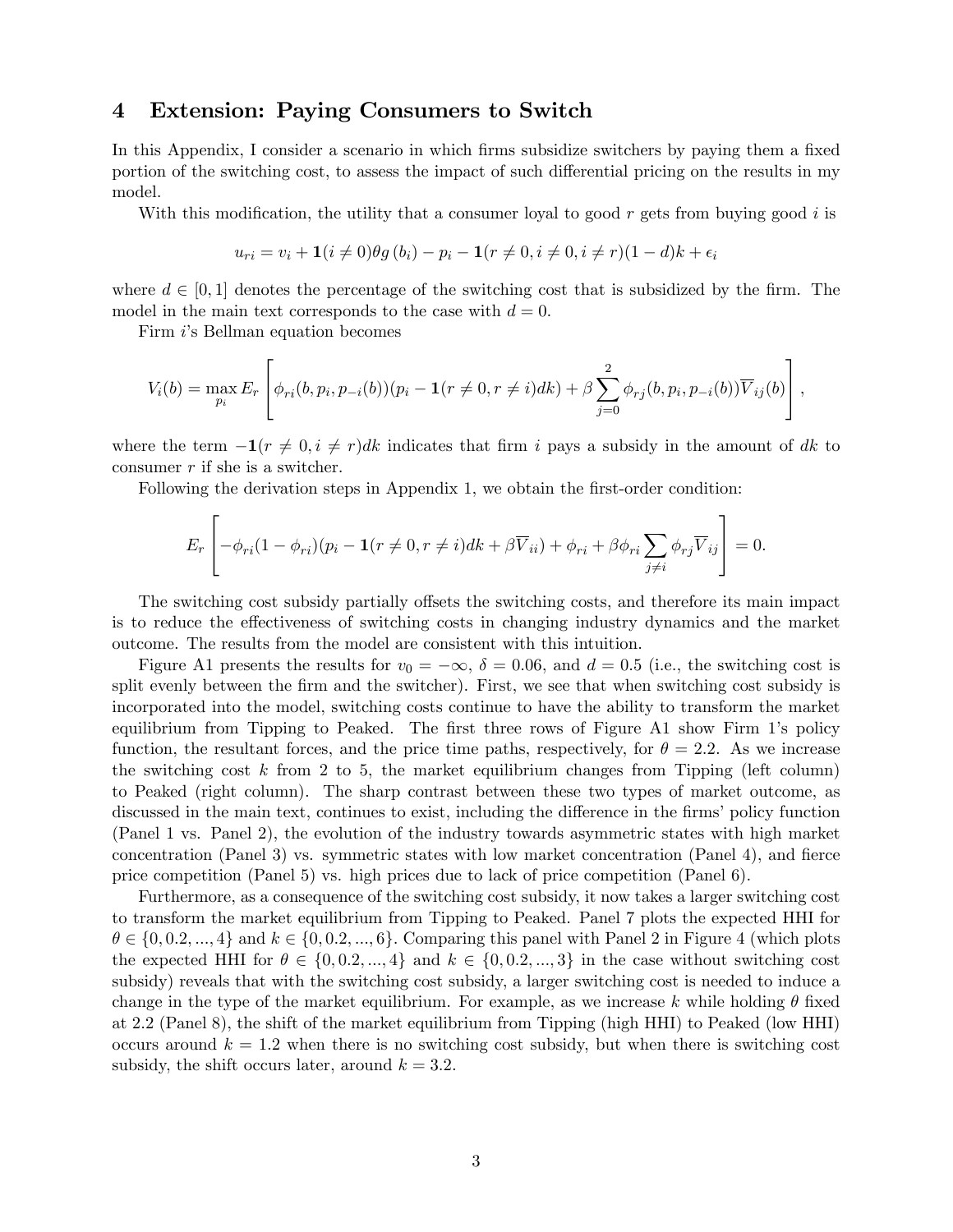## 4 Extension: Paying Consumers to Switch

In this Appendix, I consider a scenario in which firms subsidize switchers by paying them a fixed portion of the switching cost, to assess the impact of such differential pricing on the results in my model.

With this modification, the utility that a consumer loyal to good $r$ gets from buying good $i$ is

$$u_{ri} = v_i + \mathbf{1}(i \neq 0)\theta g(b_i) - p_i - \mathbf{1}(r \neq 0, i \neq 0, i \neq r)(1-d)k + \epsilon_i$$

where $d \in [0, 1]$ denotes the percentage of the switching cost that is subsidized by the firm. The model in the main text corresponds to the case with $d = 0$.

Firm $i$'s Bellman equation becomes

$$V_i(b) = \max_{p_i} E_r \left[ \phi_{ri}(b, p_i, p_{-i}(b))(p_i - \mathbf{1}(r \neq 0, r \neq i)dk) + \beta \sum_{j=0}^{2} \phi_{rj}(b, p_i, p_{-i}(b)) \overline{V}_{ij}(b) \right],$$

where the term $-\mathbf{1}(r \neq 0, i \neq r)dk$ indicates that firm $i$ pays a subsidy in the amount of $dk$ to consumer $r$ if she is a switcher.

Following the derivation steps in Appendix 1, we obtain the first-order condition:

$$E_r \left[ -\phi_{ri}(1-\phi_{ri})(p_i - \mathbf{1}(r \neq 0, r \neq i)dk + \beta \overline{V}_{ii}) + \phi_{ri} + \beta \phi_{ri} \sum_{j \neq i} \phi_{rj} \overline{V}_{ij} \right] = 0.$$

The switching cost subsidy partially offsets the switching costs, and therefore its main impact is to reduce the effectiveness of switching costs in changing industry dynamics and the market outcome. The results from the model are consistent with this intuition.

Figure A1 presents the results for $v_0 = -\infty$, $\delta = 0.06$, and $d = 0.5$ (i.e., the switching cost is split evenly between the firm and the switcher). First, we see that when switching cost subsidy is incorporated into the model, switching costs continue to have the ability to transform the market equilibrium from Tipping to Peaked. The first three rows of Figure A1 show Firm 1's policy function, the resultant forces, and the price time paths, respectively, for $\theta = 2.2$. As we increase the switching cost $k$ from 2 to 5, the market equilibrium changes from Tipping (left column) to Peaked (right column). The sharp contrast between these two types of market outcome, as discussed in the main text, continues to exist, including the difference in the firms' policy function (Panel 1 vs. Panel 2), the evolution of the industry towards asymmetric states with high market concentration (Panel 3) vs. symmetric states with low market concentration (Panel 4), and fierce price competition (Panel 5) vs. high prices due to lack of price competition (Panel 6).

Furthermore, as a consequence of the switching cost subsidy, it now takes a larger switching cost to transform the market equilibrium from Tipping to Peaked. Panel 7 plots the expected HHI for $\theta \in \{0, 0.2, ..., 4\}$ and $k \in \{0, 0.2, ..., 6\}$. Comparing this panel with Panel 2 in Figure 4 (which plots the expected HHI for $\theta \in \{0, 0.2, ..., 4\}$ and $k \in \{0, 0.2, ..., 3\}$ in the case without switching cost subsidy) reveals that with the switching cost subsidy, a larger switching cost is needed to induce a change in the type of the market equilibrium. For example, as we increase $k$ while holding $\theta$ fixed at 2.2 (Panel 8), the shift of the market equilibrium from Tipping (high HHI) to Peaked (low HHI) occurs around $k = 1.2$ when there is no switching cost subsidy, but when there is switching cost subsidy, the shift occurs later, around $k = 3.2$.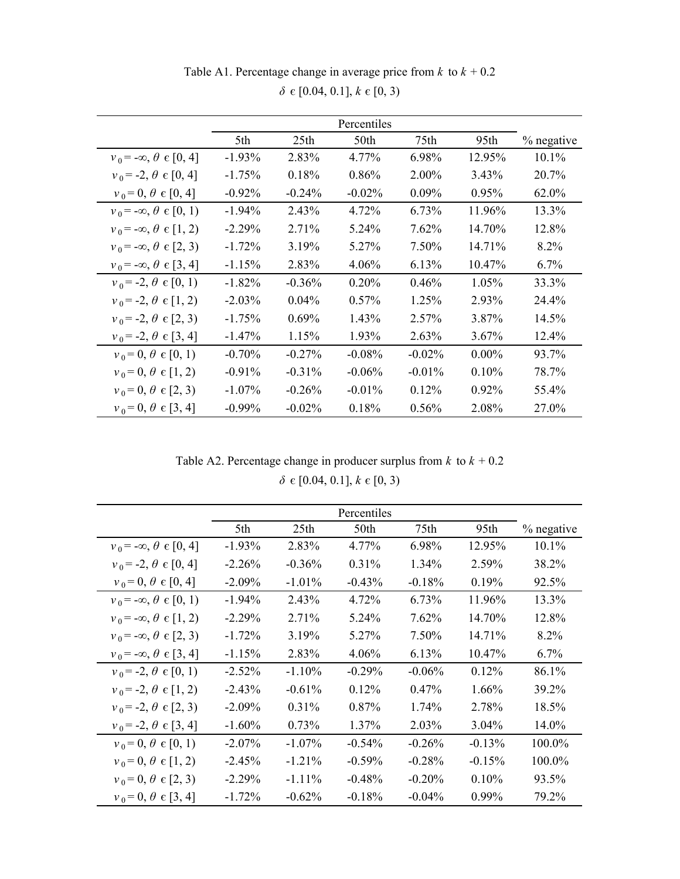Table A1. Percentage change in average price from $k$ to $k$ + 0.2

$\delta$ ϵ [0.04, 0.1], $k$ ϵ [0, 3)

| | Percentiles | | | | | |
|---|---|---|---|---|---|---|
| | 5th | 25th | 50th | 75th | 95th | % negative |
| $v_0 = -\infty$, $\theta$ ϵ [0, 4] | -1.93% | 2.83% | 4.77% | 6.98% | 12.95% | 10.1% |
| $v_0 = -2$, $\theta$ ϵ [0, 4] | -1.75% | 0.18% | 0.86% | 2.00% | 3.43% | 20.7% |
| $v_0 = 0$, $\theta$ ϵ [0, 4] | -0.92% | -0.24% | -0.02% | 0.09% | 0.95% | 62.0% |
| $v_0 = -\infty$, $\theta$ ϵ [0, 1) | -1.94% | 2.43% | 4.72% | 6.73% | 11.96% | 13.3% |
| $v_0 = -\infty$, $\theta$ ϵ [1, 2) | -2.29% | 2.71% | 5.24% | 7.62% | 14.70% | 12.8% |
| $v_0 = -\infty$, $\theta$ ϵ [2, 3) | -1.72% | 3.19% | 5.27% | 7.50% | 14.71% | 8.2% |
| $v_0 = -\infty$, $\theta$ ϵ [3, 4] | -1.15% | 2.83% | 4.06% | 6.13% | 10.47% | 6.7% |
| $v_0 = -2$, $\theta$ ϵ [0, 1) | -1.82% | -0.36% | 0.20% | 0.46% | 1.05% | 33.3% |
| $v_0 = -2$, $\theta$ ϵ [1, 2) | -2.03% | 0.04% | 0.57% | 1.25% | 2.93% | 24.4% |
| $v_0 = -2$, $\theta$ ϵ [2, 3) | -1.75% | 0.69% | 1.43% | 2.57% | 3.87% | 14.5% |
| $v_0 = -2$, $\theta$ ϵ [3, 4] | -1.47% | 1.15% | 1.93% | 2.63% | 3.67% | 12.4% |
| $v_0 = 0$, $\theta$ ϵ [0, 1) | -0.70% | -0.27% | -0.08% | -0.02% | 0.00% | 93.7% |
| $v_0 = 0$, $\theta$ ϵ [1, 2) | -0.91% | -0.31% | -0.06% | -0.01% | 0.10% | 78.7% |
| $v_0 = 0$, $\theta$ ϵ [2, 3) | -1.07% | -0.26% | -0.01% | 0.12% | 0.92% | 55.4% |
| $v_0 = 0$, $\theta$ ϵ [3, 4] | -0.99% | -0.02% | 0.18% | 0.56% | 2.08% | 27.0% |

Table A2. Percentage change in producer surplus from $k$ to $k$ + 0.2

$\delta$ ϵ [0.04, 0.1], $k$ ϵ [0, 3)

| | Percentiles | | | | | |
|---|---|---|---|---|---|---|
| | 5th | 25th | 50th | 75th | 95th | % negative |
| $v_0 = -\infty$, $\theta$ ϵ [0, 4] | -1.93% | 2.83% | 4.77% | 6.98% | 12.95% | 10.1% |
| $v_0 = -2$, $\theta$ ϵ [0, 4] | -2.26% | -0.36% | 0.31% | 1.34% | 2.59% | 38.2% |
| $v_0 = 0$, $\theta$ ϵ [0, 4] | -2.09% | -1.01% | -0.43% | -0.18% | 0.19% | 92.5% |
| $v_0 = -\infty$, $\theta$ ϵ [0, 1) | -1.94% | 2.43% | 4.72% | 6.73% | 11.96% | 13.3% |
| $v_0 = -\infty$, $\theta$ ϵ [1, 2) | -2.29% | 2.71% | 5.24% | 7.62% | 14.70% | 12.8% |
| $v_0 = -\infty$, $\theta$ ϵ [2, 3) | -1.72% | 3.19% | 5.27% | 7.50% | 14.71% | 8.2% |
| $v_0 = -\infty$, $\theta$ ϵ [3, 4] | -1.15% | 2.83% | 4.06% | 6.13% | 10.47% | 6.7% |
| $v_0 = -2$, $\theta$ ϵ [0, 1) | -2.52% | -1.10% | -0.29% | -0.06% | 0.12% | 86.1% |
| $v_0 = -2$, $\theta$ ϵ [1, 2) | -2.43% | -0.61% | 0.12% | 0.47% | 1.66% | 39.2% |
| $v_0 = -2$, $\theta$ ϵ [2, 3) | -2.09% | 0.31% | 0.87% | 1.74% | 2.78% | 18.5% |
| $v_0 = -2$, $\theta$ ϵ [3, 4] | -1.60% | 0.73% | 1.37% | 2.03% | 3.04% | 14.0% |
| $v_0 = 0$, $\theta$ ϵ [0, 1) | -2.07% | -1.07% | -0.54% | -0.26% | -0.13% | 100.0% |
| $v_0 = 0$, $\theta$ ϵ [1, 2) | -2.45% | -1.21% | -0.59% | -0.28% | -0.15% | 100.0% |
| $v_0 = 0$, $\theta$ ϵ [2, 3) | -2.29% | -1.11% | -0.48% | -0.20% | 0.10% | 93.5% |
| $v_0 = 0$, $\theta$ ϵ [3, 4] | -1.72% | -0.62% | -0.18% | -0.04% | 0.99% | 79.2% |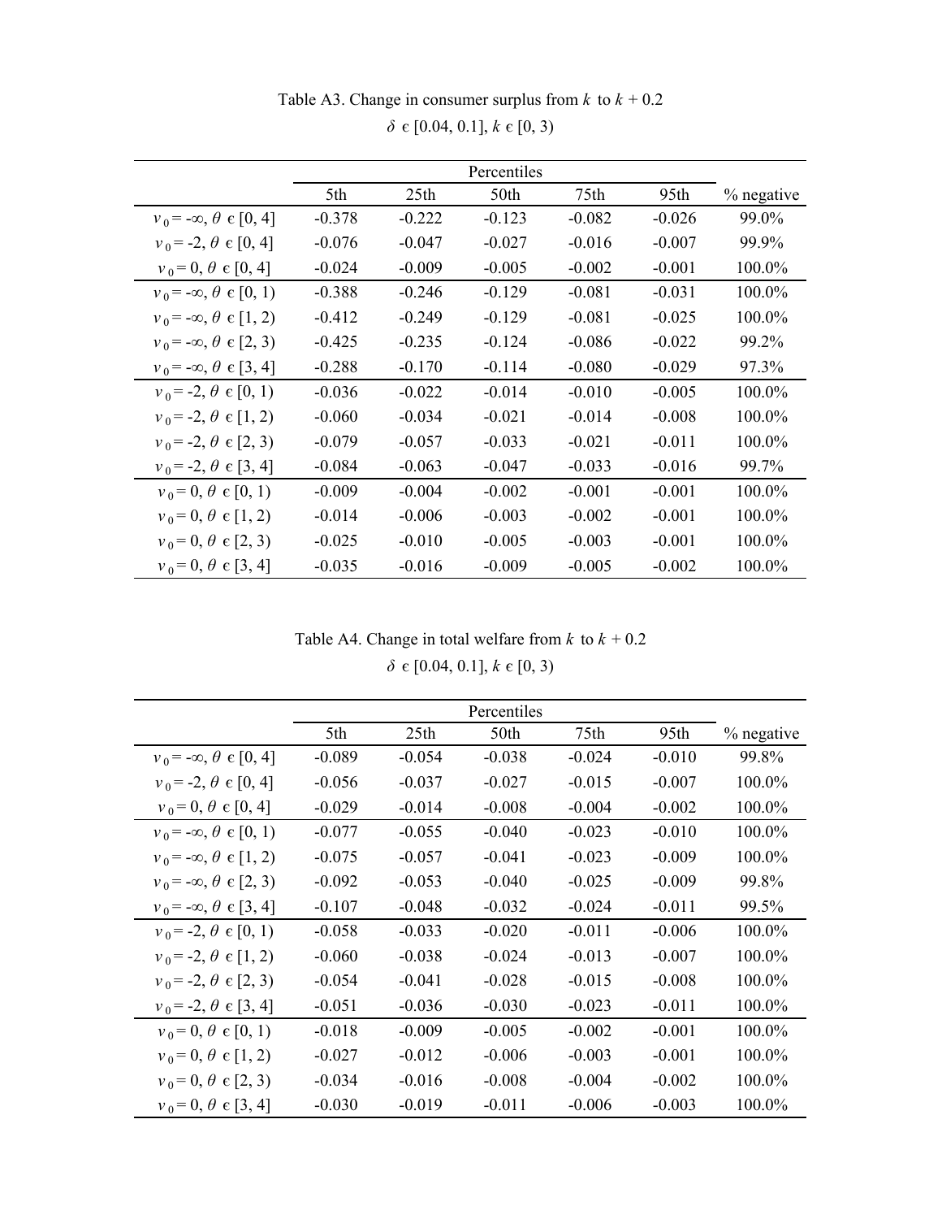Table A3. Change in consumer surplus from $k$ to $k + 0.2$

$\delta \in [0.04, 0.1]$, $k \in [0, 3)$

| | Percentiles | | | | | |
|---|---|---|---|---|---|---|
| | 5th | 25th | 50th | 75th | 95th | % negative |
| $v_0 = -\infty$, $\theta \in [0, 4]$ | -0.378 | -0.222 | -0.123 | -0.082 | -0.026 | 99.0% |
| $v_0 = -2$, $\theta \in [0, 4]$ | -0.076 | -0.047 | -0.027 | -0.016 | -0.007 | 99.9% |
| $v_0 = 0$, $\theta \in [0, 4]$ | -0.024 | -0.009 | -0.005 | -0.002 | -0.001 | 100.0% |
| $v_0 = -\infty$, $\theta \in [0, 1)$ | -0.388 | -0.246 | -0.129 | -0.081 | -0.031 | 100.0% |
| $v_0 = -\infty$, $\theta \in [1, 2)$ | -0.412 | -0.249 | -0.129 | -0.081 | -0.025 | 100.0% |
| $v_0 = -\infty$, $\theta \in [2, 3)$ | -0.425 | -0.235 | -0.124 | -0.086 | -0.022 | 99.2% |
| $v_0 = -\infty$, $\theta \in [3, 4]$ | -0.288 | -0.170 | -0.114 | -0.080 | -0.029 | 97.3% |
| $v_0 = -2$, $\theta \in [0, 1)$ | -0.036 | -0.022 | -0.014 | -0.010 | -0.005 | 100.0% |
| $v_0 = -2$, $\theta \in [1, 2)$ | -0.060 | -0.034 | -0.021 | -0.014 | -0.008 | 100.0% |
| $v_0 = -2$, $\theta \in [2, 3)$ | -0.079 | -0.057 | -0.033 | -0.021 | -0.011 | 100.0% |
| $v_0 = -2$, $\theta \in [3, 4]$ | -0.084 | -0.063 | -0.047 | -0.033 | -0.016 | 99.7% |
| $v_0 = 0$, $\theta \in [0, 1)$ | -0.009 | -0.004 | -0.002 | -0.001 | -0.001 | 100.0% |
| $v_0 = 0$, $\theta \in [1, 2)$ | -0.014 | -0.006 | -0.003 | -0.002 | -0.001 | 100.0% |
| $v_0 = 0$, $\theta \in [2, 3)$ | -0.025 | -0.010 | -0.005 | -0.003 | -0.001 | 100.0% |
| $v_0 = 0$, $\theta \in [3, 4]$ | -0.035 | -0.016 | -0.009 | -0.005 | -0.002 | 100.0% |

Table A4. Change in total welfare from $k$ to $k + 0.2$

$\delta \in [0.04, 0.1]$, $k \in [0, 3)$

| | Percentiles | | | | | |
|---|---|---|---|---|---|---|
| | 5th | 25th | 50th | 75th | 95th | % negative |
| $v_0 = -\infty$, $\theta \in [0, 4]$ | -0.089 | -0.054 | -0.038 | -0.024 | -0.010 | 99.8% |
| $v_0 = -2$, $\theta \in [0, 4]$ | -0.056 | -0.037 | -0.027 | -0.015 | -0.007 | 100.0% |
| $v_0 = 0$, $\theta \in [0, 4]$ | -0.029 | -0.014 | -0.008 | -0.004 | -0.002 | 100.0% |
| $v_0 = -\infty$, $\theta \in [0, 1)$ | -0.077 | -0.055 | -0.040 | -0.023 | -0.010 | 100.0% |
| $v_0 = -\infty$, $\theta \in [1, 2)$ | -0.075 | -0.057 | -0.041 | -0.023 | -0.009 | 100.0% |
| $v_0 = -\infty$, $\theta \in [2, 3)$ | -0.092 | -0.053 | -0.040 | -0.025 | -0.009 | 99.8% |
| $v_0 = -\infty$, $\theta \in [3, 4]$ | -0.107 | -0.048 | -0.032 | -0.024 | -0.011 | 99.5% |
| $v_0 = -2$, $\theta \in [0, 1)$ | -0.058 | -0.033 | -0.020 | -0.011 | -0.006 | 100.0% |
| $v_0 = -2$, $\theta \in [1, 2)$ | -0.060 | -0.038 | -0.024 | -0.013 | -0.007 | 100.0% |
| $v_0 = -2$, $\theta \in [2, 3)$ | -0.054 | -0.041 | -0.028 | -0.015 | -0.008 | 100.0% |
| $v_0 = -2$, $\theta \in [3, 4]$ | -0.051 | -0.036 | -0.030 | -0.023 | -0.011 | 100.0% |
| $v_0 = 0$, $\theta \in [0, 1)$ | -0.018 | -0.009 | -0.005 | -0.002 | -0.001 | 100.0% |
| $v_0 = 0$, $\theta \in [1, 2)$ | -0.027 | -0.012 | -0.006 | -0.003 | -0.001 | 100.0% |
| $v_0 = 0$, $\theta \in [2, 3)$ | -0.034 | -0.016 | -0.008 | -0.004 | -0.002 | 100.0% |
| $v_0 = 0$, $\theta \in [3, 4]$ | -0.030 | -0.019 | -0.011 | -0.006 | -0.003 | 100.0% |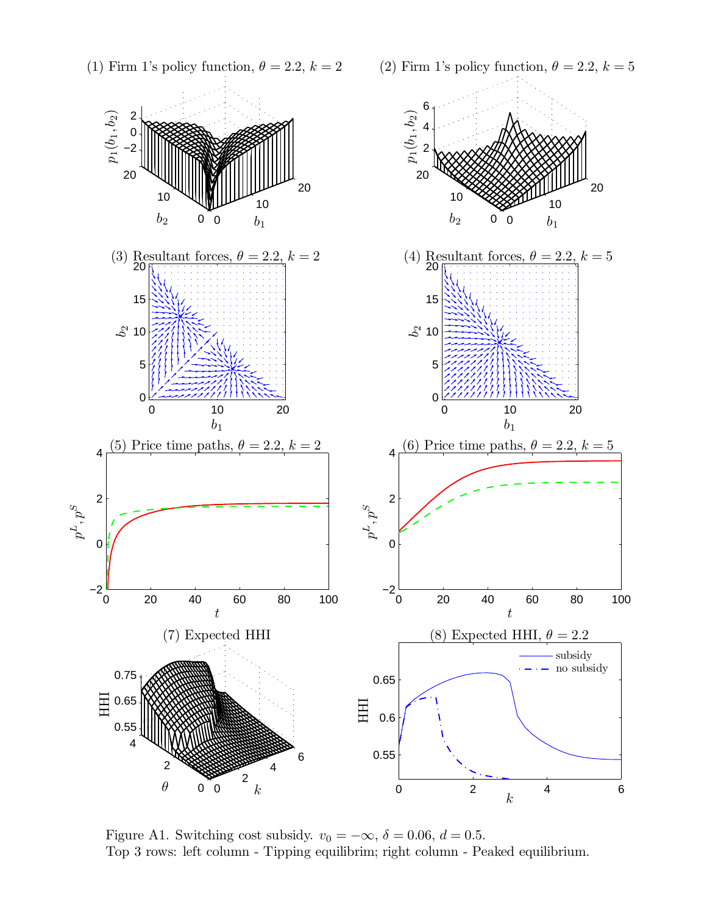(1) Firm 1's policy function, $\theta = 2.2$, $k = 2$

$p_1(b_1, b_2)$

2
0
−2

20
10
0
$b_2$

0
10
20
$b_1$

(2) Firm 1's policy function, $\theta = 2.2$, $k = 5$

$p_1(b_1, b_2)$

6
4
2

20
10
0
$b_2$

0
10
20
$b_1$

(3) Resultant forces, $\theta = 2.2$, $k = 2$

$b_2$

20
15
10
5
0

0
10
20
$b_1$

(4) Resultant forces, $\theta = 2.2$, $k = 5$

$b_2$

20
15
10
5
0

0
10
20
$b_1$

(5) Price time paths, $\theta = 2.2$, $k = 2$

$p^L, p^S$

4
2
0
−2

0
20
40
60
80
100
$t$

(6) Price time paths, $\theta = 2.2$, $k = 5$

$p^L, p^S$

4
2
0
−2

0
20
40
60
80
100
$t$

(7) Expected HHI

HHI

0.75
0.65
0.55

4
2
0
$\theta$

0
2
4
6
$k$

(8) Expected HHI, $\theta = 2.2$

subsidy
no subsidy

HHI

0.65
0.6
0.55

0
2
4
6
$k$

Figure A1. Switching cost subsidy. $v_0 = -\infty$, $\delta = 0.06$, $d = 0.5$.
Top 3 rows: left column - Tipping equilibrim; right column - Peaked equilibrium.